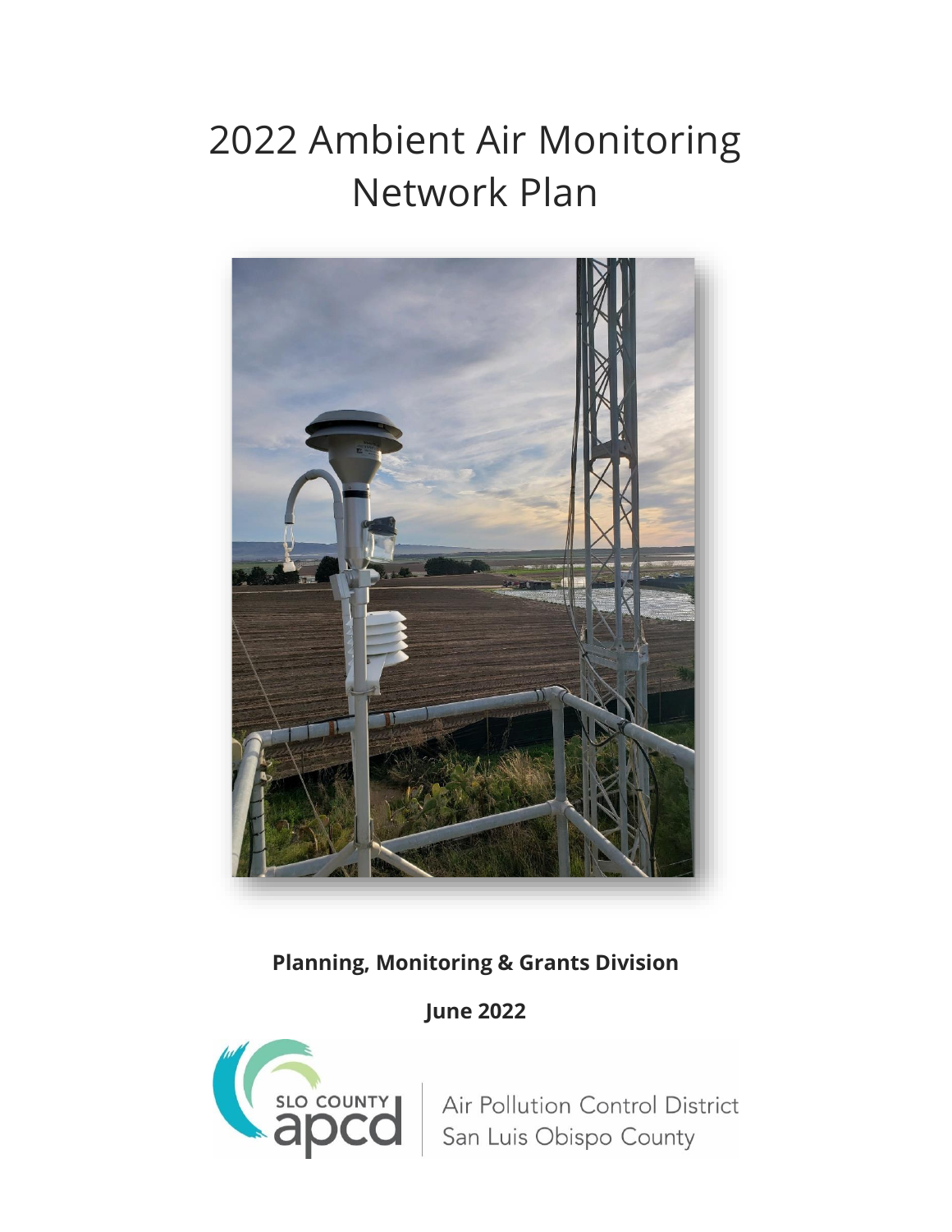# 2022 Ambient Air Monitoring Network Plan

**Planning, Monitoring & Grants Division**

**June 2022**

SLO COUNTY apcd

Air Pollution Control District
San Luis Obispo County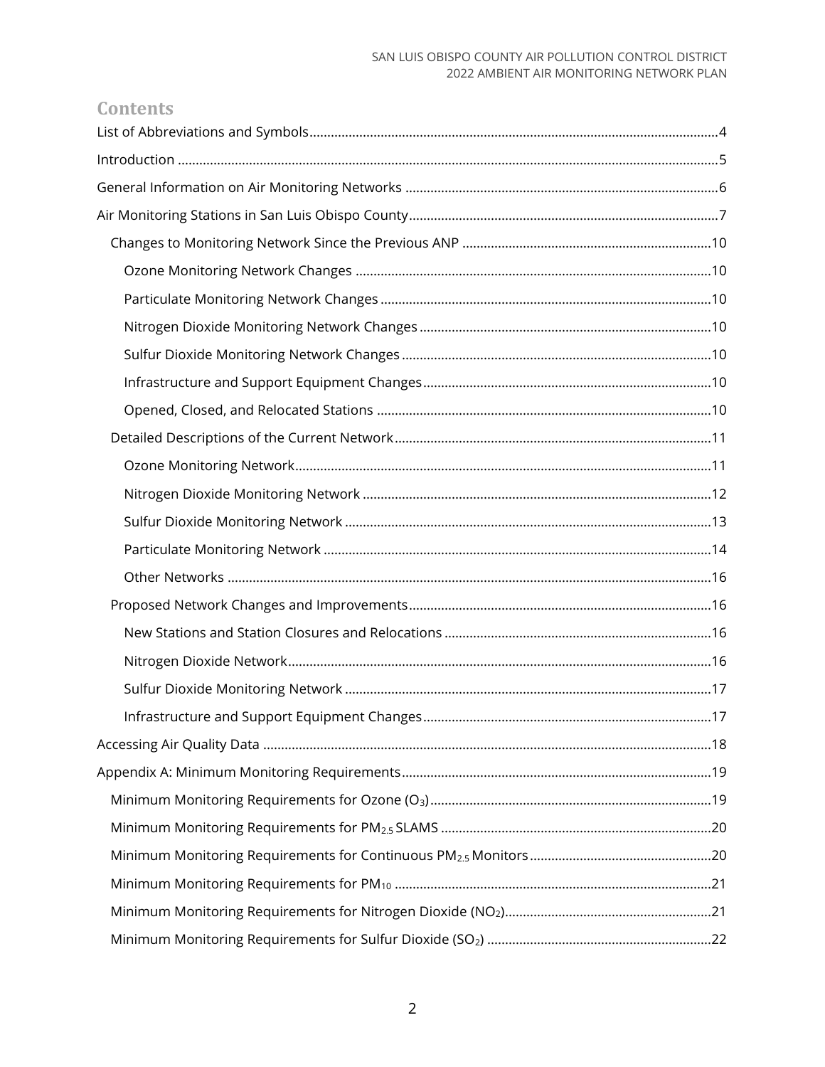# Contents

- List of Abbreviations and Symbols....4
- Introduction....5
- General Information on Air Monitoring Networks....6
- Air Monitoring Stations in San Luis Obispo County....7
  - Changes to Monitoring Network Since the Previous ANP....10
    - Ozone Monitoring Network Changes....10
    - Particulate Monitoring Network Changes....10
    - Nitrogen Dioxide Monitoring Network Changes....10
    - Sulfur Dioxide Monitoring Network Changes....10
    - Infrastructure and Support Equipment Changes....10
    - Opened, Closed, and Relocated Stations....10
  - Detailed Descriptions of the Current Network....11
    - Ozone Monitoring Network....11
    - Nitrogen Dioxide Monitoring Network....12
    - Sulfur Dioxide Monitoring Network....13
    - Particulate Monitoring Network....14
    - Other Networks....16
  - Proposed Network Changes and Improvements....16
    - New Stations and Station Closures and Relocations....16
    - Nitrogen Dioxide Network....16
    - Sulfur Dioxide Monitoring Network....17
    - Infrastructure and Support Equipment Changes....17
- Accessing Air Quality Data....18
- Appendix A: Minimum Monitoring Requirements....19
  - Minimum Monitoring Requirements for Ozone ($O_3$)....19
  - Minimum Monitoring Requirements for $PM_{2.5}$ SLAMS....20
  - Minimum Monitoring Requirements for Continuous $PM_{2.5}$ Monitors....20
  - Minimum Monitoring Requirements for $PM_{10}$....21
  - Minimum Monitoring Requirements for Nitrogen Dioxide ($NO_2$)....21
  - Minimum Monitoring Requirements for Sulfur Dioxide ($SO_2$)....22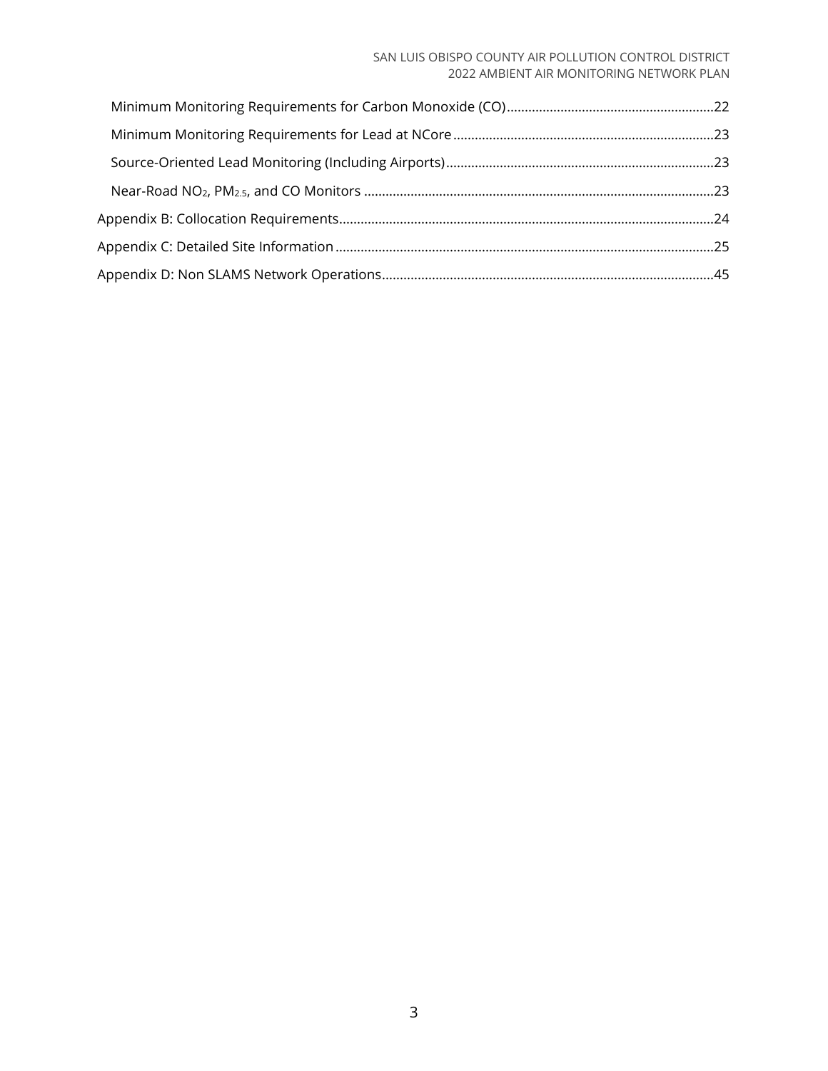Minimum Monitoring Requirements for Carbon Monoxide (CO) ....... 22

Minimum Monitoring Requirements for Lead at NCore ....... 23

Source-Oriented Lead Monitoring (Including Airports) ....... 23

Near-Road $NO_2$, $PM_{2.5}$, and CO Monitors ....... 23

Appendix B: Collocation Requirements ....... 24

Appendix C: Detailed Site Information ....... 25

Appendix D: Non SLAMS Network Operations ....... 45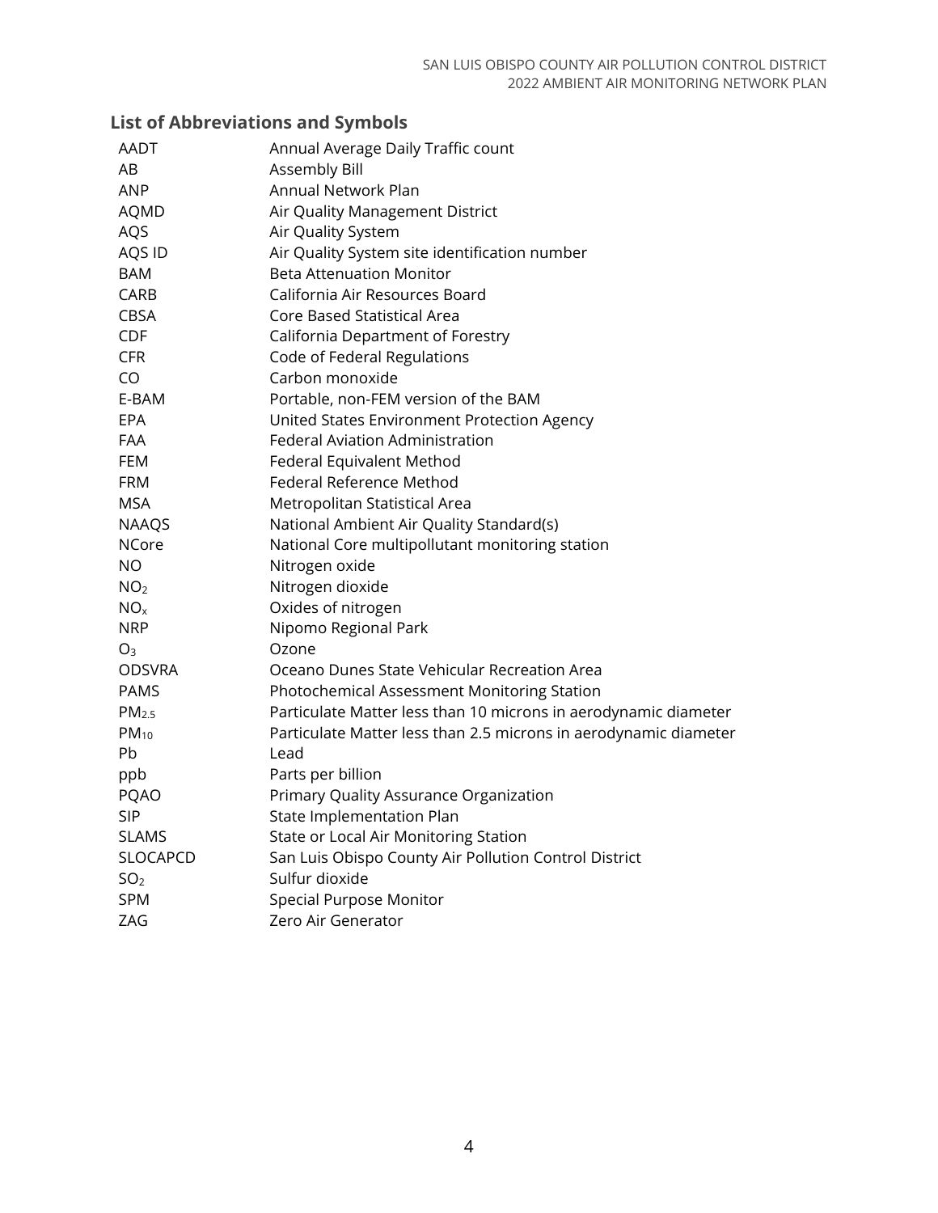## List of Abbreviations and Symbols

| | |
|---|---|
| AADT | Annual Average Daily Traffic count |
| AB | Assembly Bill |
| ANP | Annual Network Plan |
| AQMD | Air Quality Management District |
| AQS | Air Quality System |
| AQS ID | Air Quality System site identification number |
| BAM | Beta Attenuation Monitor |
| CARB | California Air Resources Board |
| CBSA | Core Based Statistical Area |
| CDF | California Department of Forestry |
| CFR | Code of Federal Regulations |
| CO | Carbon monoxide |
| E-BAM | Portable, non-FEM version of the BAM |
| EPA | United States Environment Protection Agency |
| FAA | Federal Aviation Administration |
| FEM | Federal Equivalent Method |
| FRM | Federal Reference Method |
| MSA | Metropolitan Statistical Area |
| NAAQS | National Ambient Air Quality Standard(s) |
| NCore | National Core multipollutant monitoring station |
| NO | Nitrogen oxide |
| $NO_2$ | Nitrogen dioxide |
| $NO_x$ | Oxides of nitrogen |
| NRP | Nipomo Regional Park |
| $O_3$ | Ozone |
| ODSVRA | Oceano Dunes State Vehicular Recreation Area |
| PAMS | Photochemical Assessment Monitoring Station |
| $PM_{2.5}$ | Particulate Matter less than 10 microns in aerodynamic diameter |
| $PM_{10}$ | Particulate Matter less than 2.5 microns in aerodynamic diameter |
| Pb | Lead |
| ppb | Parts per billion |
| PQAO | Primary Quality Assurance Organization |
| SIP | State Implementation Plan |
| SLAMS | State or Local Air Monitoring Station |
| SLOCAPCD | San Luis Obispo County Air Pollution Control District |
| $SO_2$ | Sulfur dioxide |
| SPM | Special Purpose Monitor |
| ZAG | Zero Air Generator |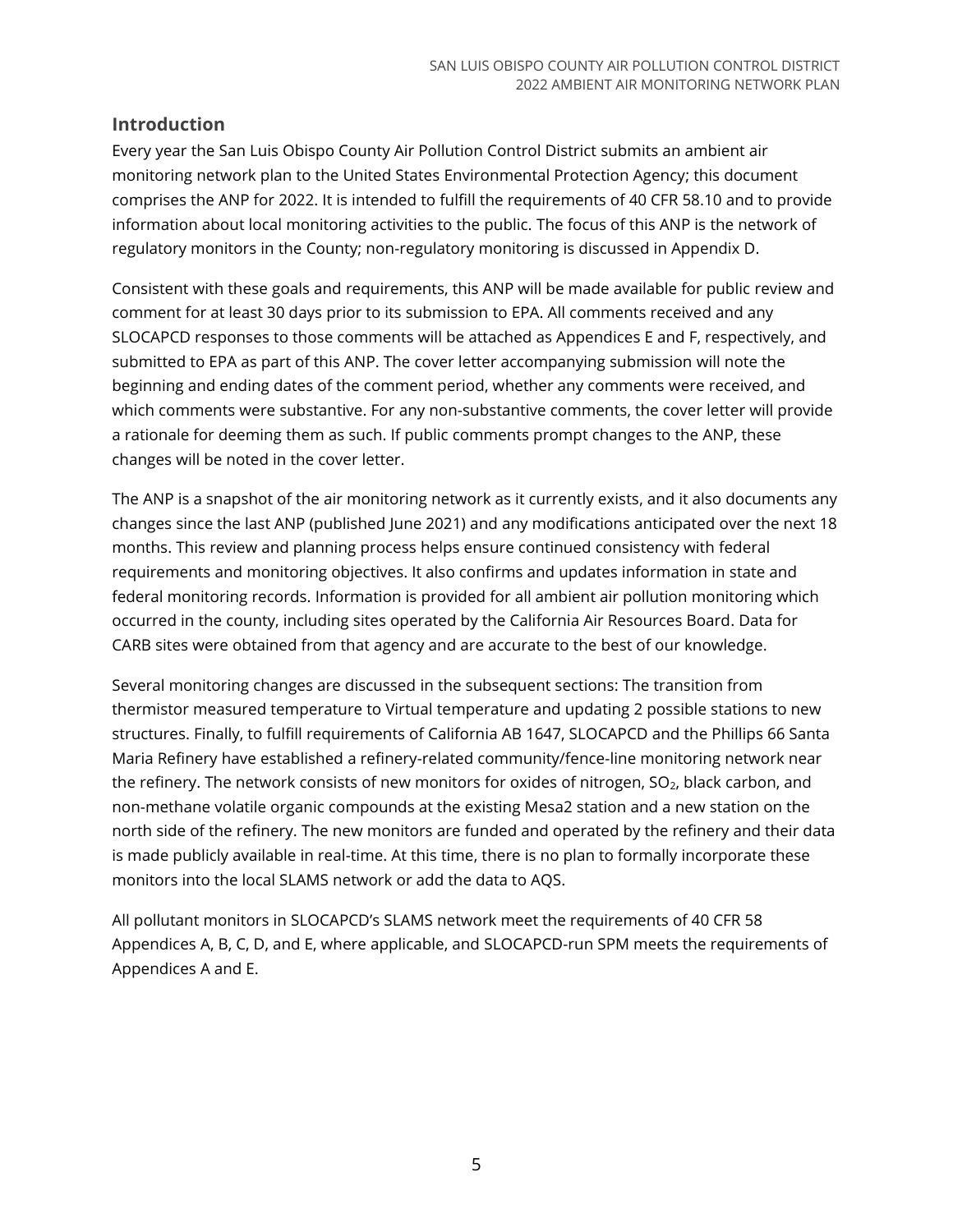## Introduction

Every year the San Luis Obispo County Air Pollution Control District submits an ambient air monitoring network plan to the United States Environmental Protection Agency; this document comprises the ANP for 2022. It is intended to fulfill the requirements of 40 CFR 58.10 and to provide information about local monitoring activities to the public. The focus of this ANP is the network of regulatory monitors in the County; non-regulatory monitoring is discussed in Appendix D.

Consistent with these goals and requirements, this ANP will be made available for public review and comment for at least 30 days prior to its submission to EPA. All comments received and any SLOCAPCD responses to those comments will be attached as Appendices E and F, respectively, and submitted to EPA as part of this ANP. The cover letter accompanying submission will note the beginning and ending dates of the comment period, whether any comments were received, and which comments were substantive. For any non-substantive comments, the cover letter will provide a rationale for deeming them as such. If public comments prompt changes to the ANP, these changes will be noted in the cover letter.

The ANP is a snapshot of the air monitoring network as it currently exists, and it also documents any changes since the last ANP (published June 2021) and any modifications anticipated over the next 18 months. This review and planning process helps ensure continued consistency with federal requirements and monitoring objectives. It also confirms and updates information in state and federal monitoring records. Information is provided for all ambient air pollution monitoring which occurred in the county, including sites operated by the California Air Resources Board. Data for CARB sites were obtained from that agency and are accurate to the best of our knowledge.

Several monitoring changes are discussed in the subsequent sections: The transition from thermistor measured temperature to Virtual temperature and updating 2 possible stations to new structures. Finally, to fulfill requirements of California AB 1647, SLOCAPCD and the Phillips 66 Santa Maria Refinery have established a refinery-related community/fence-line monitoring network near the refinery. The network consists of new monitors for oxides of nitrogen, $SO_2$, black carbon, and non-methane volatile organic compounds at the existing Mesa2 station and a new station on the north side of the refinery. The new monitors are funded and operated by the refinery and their data is made publicly available in real-time. At this time, there is no plan to formally incorporate these monitors into the local SLAMS network or add the data to AQS.

All pollutant monitors in SLOCAPCD's SLAMS network meet the requirements of 40 CFR 58 Appendices A, B, C, D, and E, where applicable, and SLOCAPCD-run SPM meets the requirements of Appendices A and E.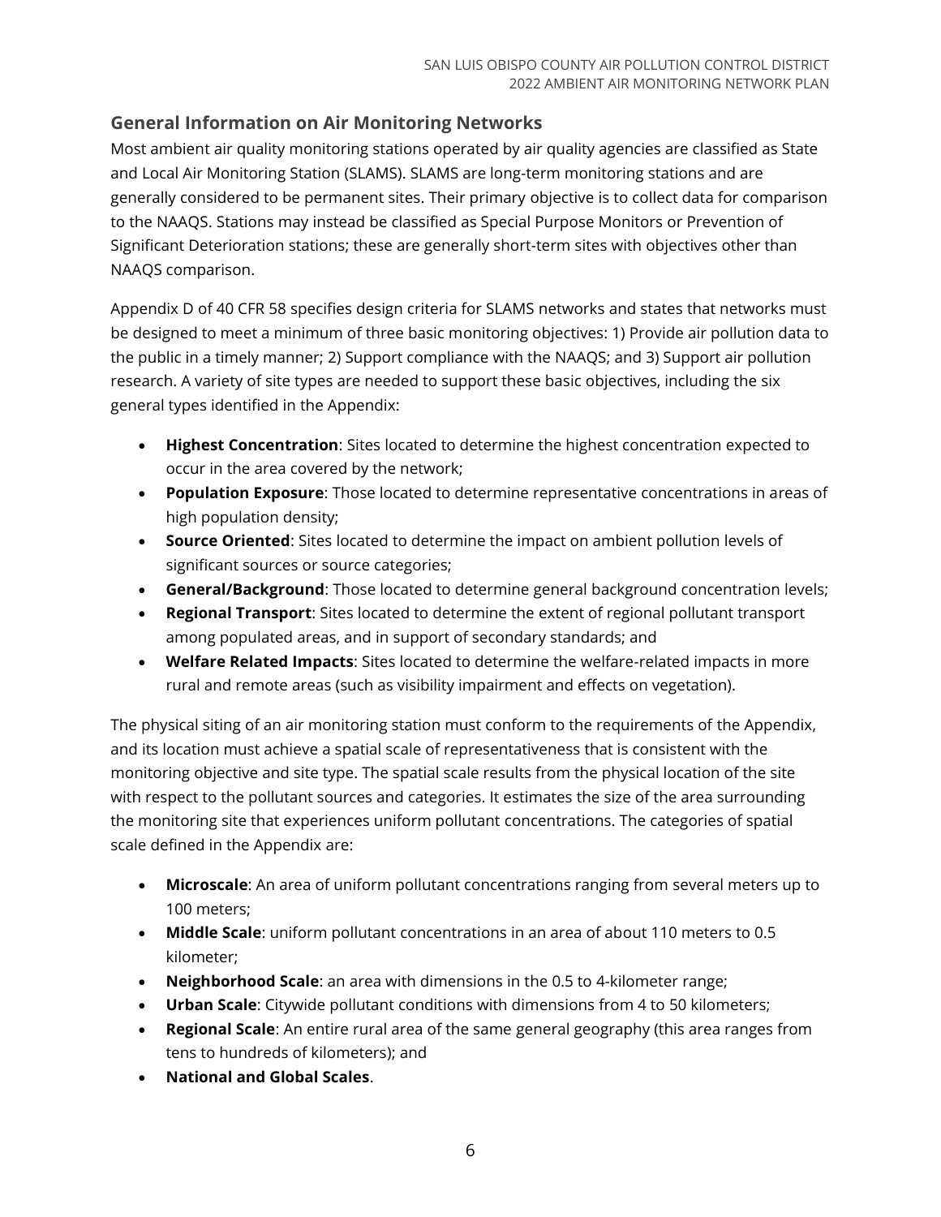## General Information on Air Monitoring Networks

Most ambient air quality monitoring stations operated by air quality agencies are classified as State and Local Air Monitoring Station (SLAMS). SLAMS are long-term monitoring stations and are generally considered to be permanent sites. Their primary objective is to collect data for comparison to the NAAQS. Stations may instead be classified as Special Purpose Monitors or Prevention of Significant Deterioration stations; these are generally short-term sites with objectives other than NAAQS comparison.

Appendix D of 40 CFR 58 specifies design criteria for SLAMS networks and states that networks must be designed to meet a minimum of three basic monitoring objectives: 1) Provide air pollution data to the public in a timely manner; 2) Support compliance with the NAAQS; and 3) Support air pollution research. A variety of site types are needed to support these basic objectives, including the six general types identified in the Appendix:

- **Highest Concentration**: Sites located to determine the highest concentration expected to occur in the area covered by the network;
- **Population Exposure**: Those located to determine representative concentrations in areas of high population density;
- **Source Oriented**: Sites located to determine the impact on ambient pollution levels of significant sources or source categories;
- **General/Background**: Those located to determine general background concentration levels;
- **Regional Transport**: Sites located to determine the extent of regional pollutant transport among populated areas, and in support of secondary standards; and
- **Welfare Related Impacts**: Sites located to determine the welfare-related impacts in more rural and remote areas (such as visibility impairment and effects on vegetation).

The physical siting of an air monitoring station must conform to the requirements of the Appendix, and its location must achieve a spatial scale of representativeness that is consistent with the monitoring objective and site type. The spatial scale results from the physical location of the site with respect to the pollutant sources and categories. It estimates the size of the area surrounding the monitoring site that experiences uniform pollutant concentrations. The categories of spatial scale defined in the Appendix are:

- **Microscale**: An area of uniform pollutant concentrations ranging from several meters up to 100 meters;
- **Middle Scale**: uniform pollutant concentrations in an area of about 110 meters to 0.5 kilometer;
- **Neighborhood Scale**: an area with dimensions in the 0.5 to 4-kilometer range;
- **Urban Scale**: Citywide pollutant conditions with dimensions from 4 to 50 kilometers;
- **Regional Scale**: An entire rural area of the same general geography (this area ranges from tens to hundreds of kilometers); and
- **National and Global Scales**.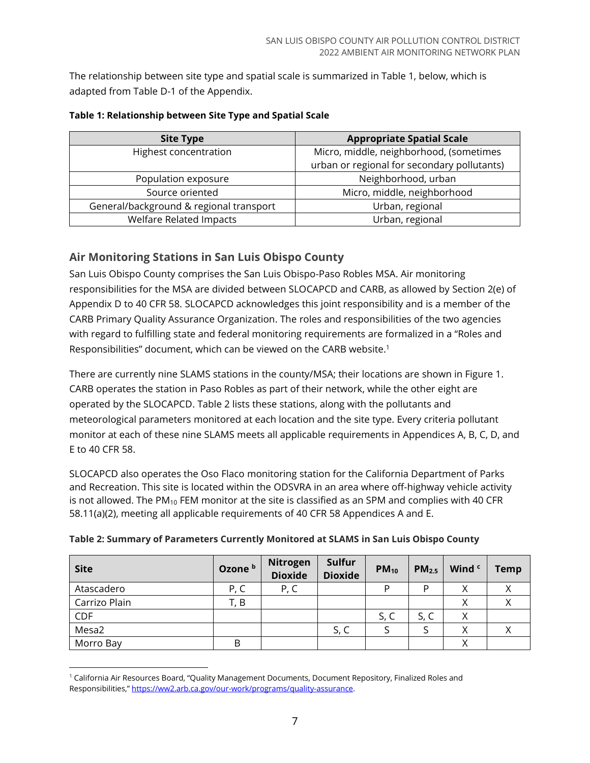The relationship between site type and spatial scale is summarized in Table 1, below, which is adapted from Table D-1 of the Appendix.

**Table 1: Relationship between Site Type and Spatial Scale**

| Site Type | Appropriate Spatial Scale |
|---|---|
| Highest concentration | Micro, middle, neighborhood, (sometimes urban or regional for secondary pollutants) |
| Population exposure | Neighborhood, urban |
| Source oriented | Micro, middle, neighborhood |
| General/background & regional transport | Urban, regional |
| Welfare Related Impacts | Urban, regional |

## Air Monitoring Stations in San Luis Obispo County

San Luis Obispo County comprises the San Luis Obispo-Paso Robles MSA. Air monitoring responsibilities for the MSA are divided between SLOCAPCD and CARB, as allowed by Section 2(e) of Appendix D to 40 CFR 58. SLOCAPCD acknowledges this joint responsibility and is a member of the CARB Primary Quality Assurance Organization. The roles and responsibilities of the two agencies with regard to fulfilling state and federal monitoring requirements are formalized in a "Roles and Responsibilities" document, which can be viewed on the CARB website.[1]

There are currently nine SLAMS stations in the county/MSA; their locations are shown in Figure 1. CARB operates the station in Paso Robles as part of their network, while the other eight are operated by the SLOCAPCD. Table 2 lists these stations, along with the pollutants and meteorological parameters monitored at each location and the site type. Every criteria pollutant monitor at each of these nine SLAMS meets all applicable requirements in Appendices A, B, C, D, and E to 40 CFR 58.

SLOCAPCD also operates the Oso Flaco monitoring station for the California Department of Parks and Recreation. This site is located within the ODSVRA in an area where off-highway vehicle activity is not allowed. The $PM_{10}$ FEM monitor at the site is classified as an SPM and complies with 40 CFR 58.11(a)(2), meeting all applicable requirements of 40 CFR 58 Appendices A and E.

**Table 2: Summary of Parameters Currently Monitored at SLAMS in San Luis Obispo County**

| Site | Ozone [b] | Nitrogen Dioxide | Sulfur Dioxide | $PM_{10}$ | $PM_{2.5}$ | Wind [c] | Temp |
|---|---|---|---|---|---|---|---|
| Atascadero | P, C | P, C | | P | P | X | X |
| Carrizo Plain | T, B | | | | | X | X |
| CDF | | | | S, C | S, C | X | |
| Mesa2 | | | S, C | S | S | X | X |
| Morro Bay | B | | | | | X | |

[1] California Air Resources Board, "Quality Management Documents, Document Repository, Finalized Roles and Responsibilities," https://ww2.arb.ca.gov/our-work/programs/quality-assurance.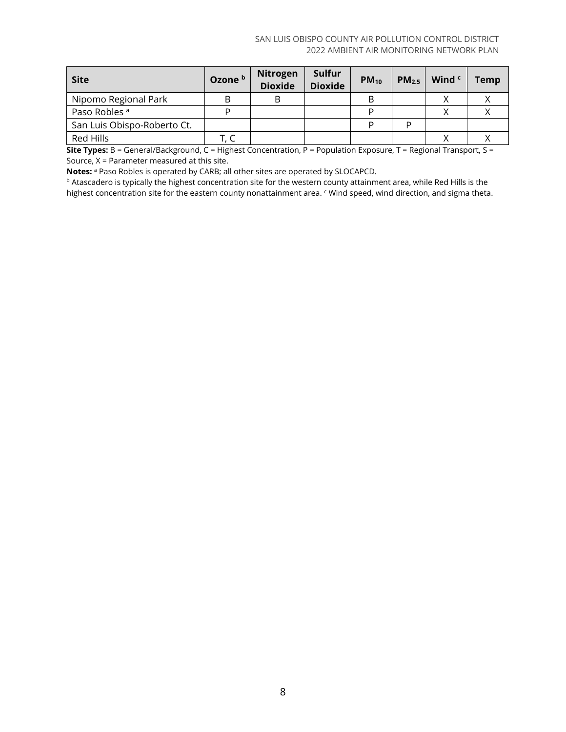| Site | Ozone [b] | Nitrogen Dioxide | Sulfur Dioxide | $PM_{10}$ | $PM_{2.5}$ | Wind [c] | Temp |
|---|---|---|---|---|---|---|---|
| Nipomo Regional Park | B | B | | B | | X | X |
| Paso Robles [a] | P | | | P | | X | X |
| San Luis Obispo-Roberto Ct. | | | | P | P | | |
| Red Hills | T, C | | | | | X | X |

**Site Types:** B = General/Background, C = Highest Concentration, P = Population Exposure, T = Regional Transport, S = Source, X = Parameter measured at this site.

**Notes:** [a] Paso Robles is operated by CARB; all other sites are operated by SLOCAPCD.

[b] Atascadero is typically the highest concentration site for the western county attainment area, while Red Hills is the highest concentration site for the eastern county nonattainment area. [c] Wind speed, wind direction, and sigma theta.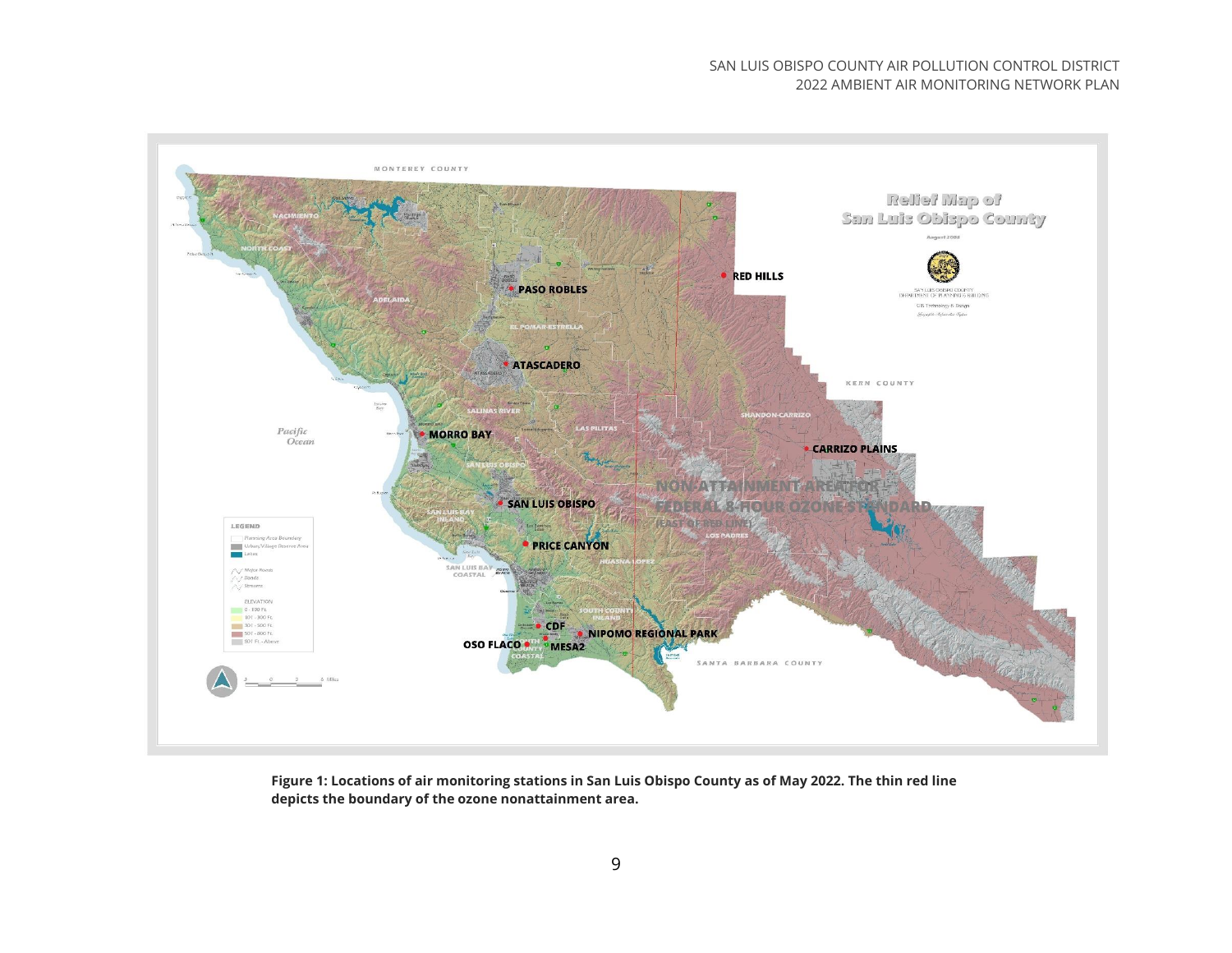MONTEREY COUNTY

Relief Map of
San Luis Obispo County

RED HILLS

PASO ROBLES

ATASCADERO

KERN COUNTY

Pacific
Ocean

MORRO BAY

CARRIZO PLAINS

NON-ATTAINMENT AREA FOR FEDERAL 8-HOUR OZONE STANDARD (EAST OF RED LINE)

SAN LUIS OBISPO

PRICE CANYON

CDF

NIPOMO REGIONAL PARK

OSO FLACO

MESA2

SANTA BARBARA COUNTY

NACIMIENTO

NORTH COAST

ADELAIDA

EL POMAR-ESTRELLA

SALINAS RIVER

LAS PILITAS

SHANDON-CARRIZO

LOS PADRES

HUASNA-LOPEZ

SAN LUIS BAY INLAND

SAN LUIS BAY COASTAL

SOUTH COUNTY INLAND

SOUTH COUNTY COASTAL

LEGEND

ELEVATION

**Figure 1: Locations of air monitoring stations in San Luis Obispo County as of May 2022. The thin red line depicts the boundary of the ozone nonattainment area.**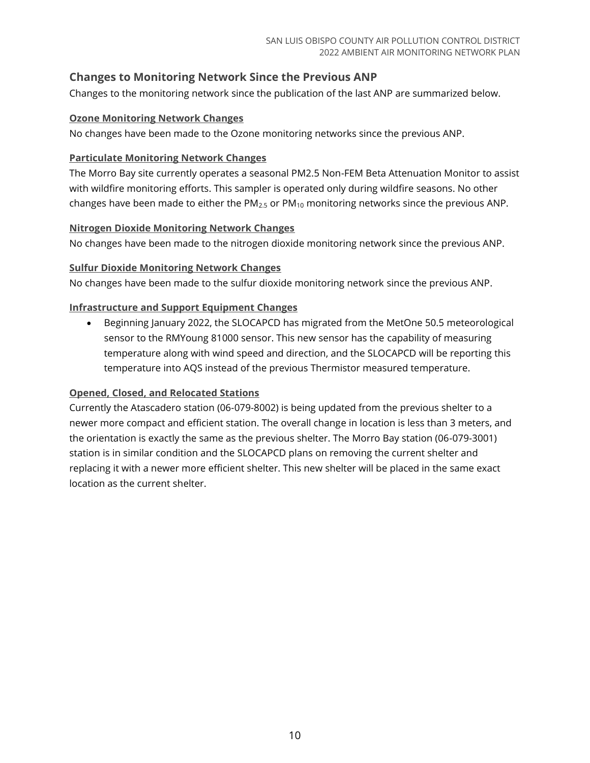## Changes to Monitoring Network Since the Previous ANP

Changes to the monitoring network since the publication of the last ANP are summarized below.

### Ozone Monitoring Network Changes

No changes have been made to the Ozone monitoring networks since the previous ANP.

### Particulate Monitoring Network Changes

The Morro Bay site currently operates a seasonal PM2.5 Non-FEM Beta Attenuation Monitor to assist with wildfire monitoring efforts. This sampler is operated only during wildfire seasons. No other changes have been made to either the $PM_{2.5}$ or $PM_{10}$ monitoring networks since the previous ANP.

### Nitrogen Dioxide Monitoring Network Changes

No changes have been made to the nitrogen dioxide monitoring network since the previous ANP.

### Sulfur Dioxide Monitoring Network Changes

No changes have been made to the sulfur dioxide monitoring network since the previous ANP.

### Infrastructure and Support Equipment Changes

- Beginning January 2022, the SLOCAPCD has migrated from the MetOne 50.5 meteorological sensor to the RMYoung 81000 sensor. This new sensor has the capability of measuring temperature along with wind speed and direction, and the SLOCAPCD will be reporting this temperature into AQS instead of the previous Thermistor measured temperature.

### Opened, Closed, and Relocated Stations

Currently the Atascadero station (06-079-8002) is being updated from the previous shelter to a newer more compact and efficient station. The overall change in location is less than 3 meters, and the orientation is exactly the same as the previous shelter. The Morro Bay station (06-079-3001) station is in similar condition and the SLOCAPCD plans on removing the current shelter and replacing it with a newer more efficient shelter. This new shelter will be placed in the same exact location as the current shelter.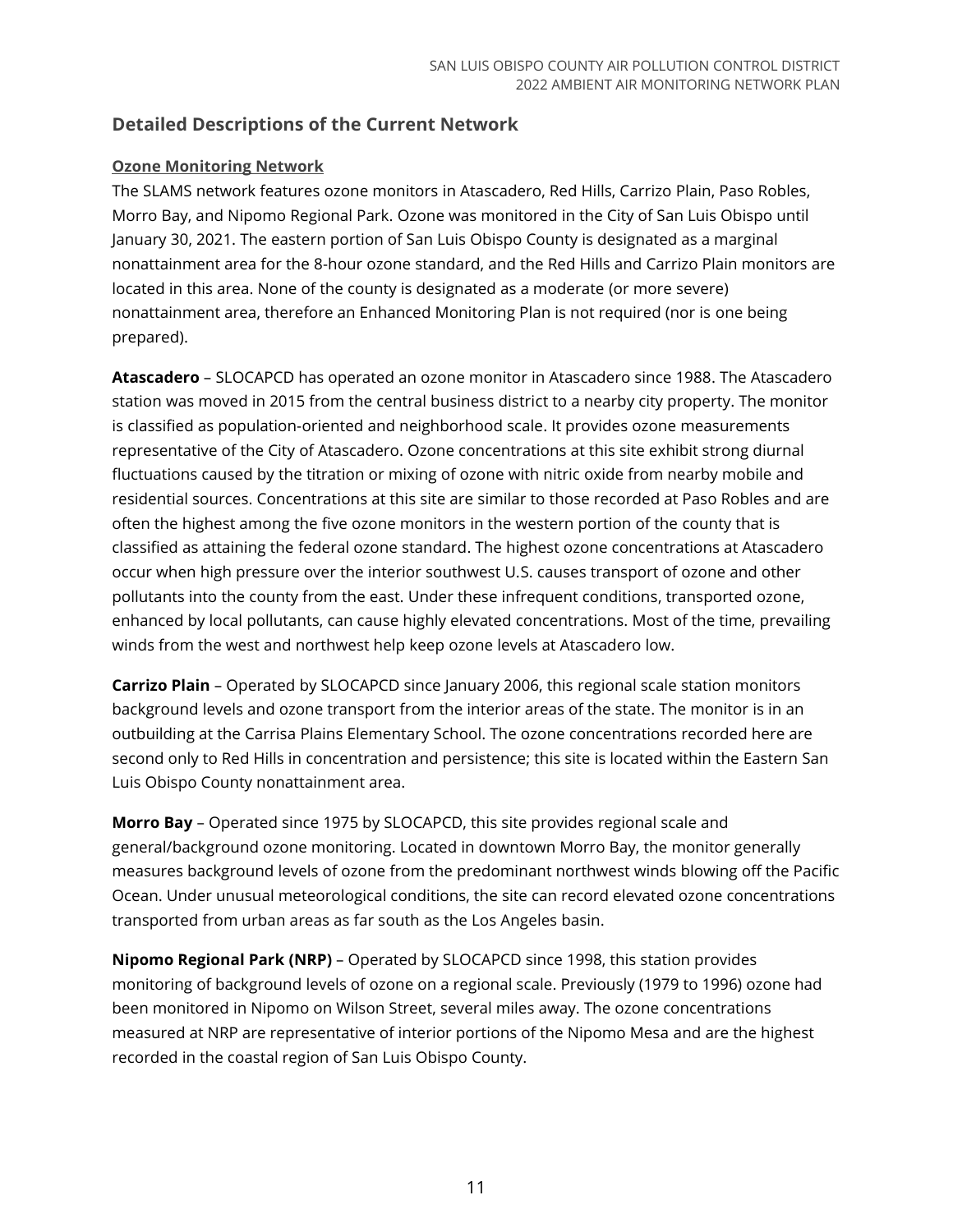## Detailed Descriptions of the Current Network

### Ozone Monitoring Network

The SLAMS network features ozone monitors in Atascadero, Red Hills, Carrizo Plain, Paso Robles, Morro Bay, and Nipomo Regional Park. Ozone was monitored in the City of San Luis Obispo until January 30, 2021. The eastern portion of San Luis Obispo County is designated as a marginal nonattainment area for the 8-hour ozone standard, and the Red Hills and Carrizo Plain monitors are located in this area. None of the county is designated as a moderate (or more severe) nonattainment area, therefore an Enhanced Monitoring Plan is not required (nor is one being prepared).

**Atascadero** – SLOCAPCD has operated an ozone monitor in Atascadero since 1988. The Atascadero station was moved in 2015 from the central business district to a nearby city property. The monitor is classified as population-oriented and neighborhood scale. It provides ozone measurements representative of the City of Atascadero. Ozone concentrations at this site exhibit strong diurnal fluctuations caused by the titration or mixing of ozone with nitric oxide from nearby mobile and residential sources. Concentrations at this site are similar to those recorded at Paso Robles and are often the highest among the five ozone monitors in the western portion of the county that is classified as attaining the federal ozone standard. The highest ozone concentrations at Atascadero occur when high pressure over the interior southwest U.S. causes transport of ozone and other pollutants into the county from the east. Under these infrequent conditions, transported ozone, enhanced by local pollutants, can cause highly elevated concentrations. Most of the time, prevailing winds from the west and northwest help keep ozone levels at Atascadero low.

**Carrizo Plain** – Operated by SLOCAPCD since January 2006, this regional scale station monitors background levels and ozone transport from the interior areas of the state. The monitor is in an outbuilding at the Carrisa Plains Elementary School. The ozone concentrations recorded here are second only to Red Hills in concentration and persistence; this site is located within the Eastern San Luis Obispo County nonattainment area.

**Morro Bay** – Operated since 1975 by SLOCAPCD, this site provides regional scale and general/background ozone monitoring. Located in downtown Morro Bay, the monitor generally measures background levels of ozone from the predominant northwest winds blowing off the Pacific Ocean. Under unusual meteorological conditions, the site can record elevated ozone concentrations transported from urban areas as far south as the Los Angeles basin.

**Nipomo Regional Park (NRP)** – Operated by SLOCAPCD since 1998, this station provides monitoring of background levels of ozone on a regional scale. Previously (1979 to 1996) ozone had been monitored in Nipomo on Wilson Street, several miles away. The ozone concentrations measured at NRP are representative of interior portions of the Nipomo Mesa and are the highest recorded in the coastal region of San Luis Obispo County.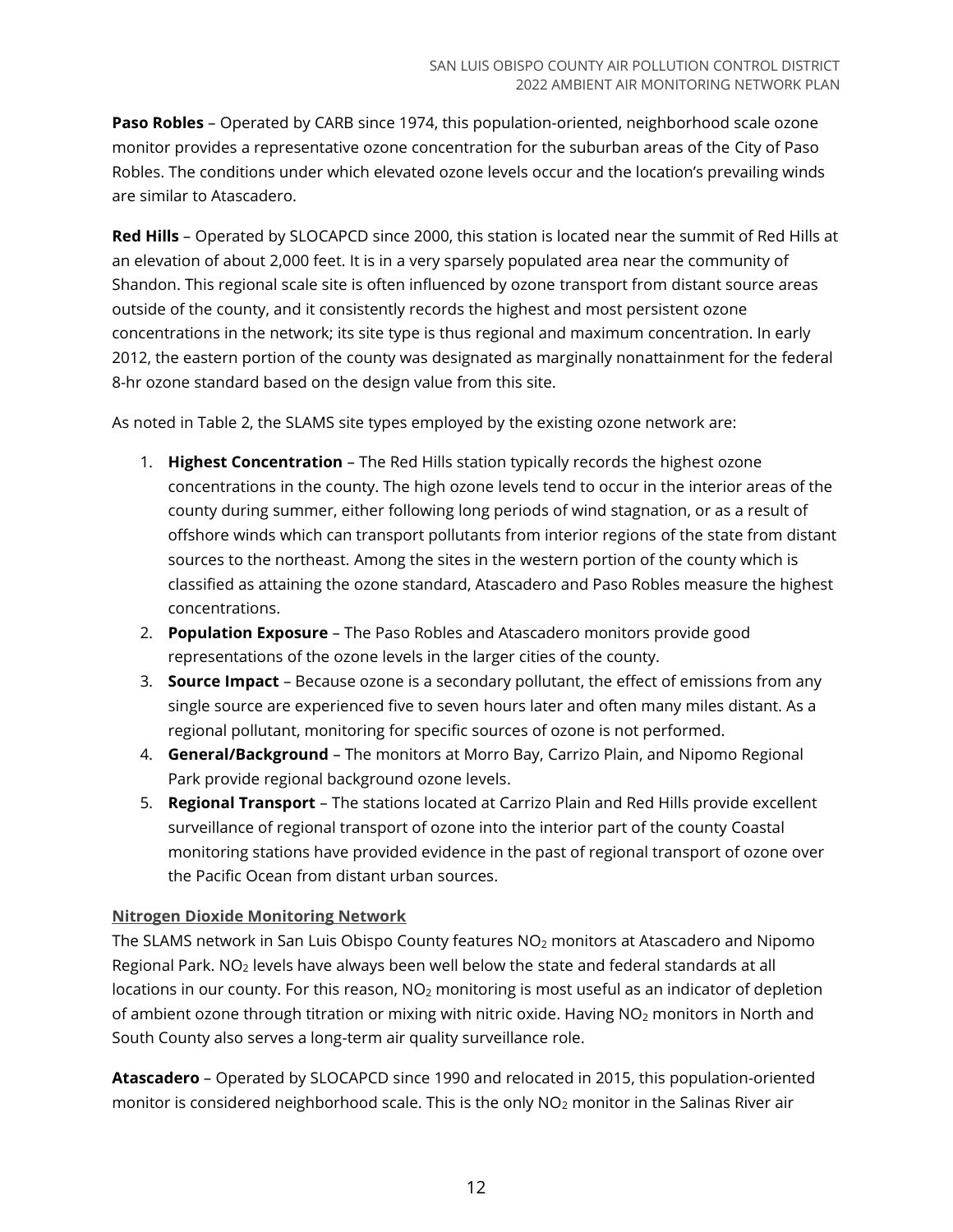**Paso Robles** – Operated by CARB since 1974, this population-oriented, neighborhood scale ozone monitor provides a representative ozone concentration for the suburban areas of the City of Paso Robles. The conditions under which elevated ozone levels occur and the location's prevailing winds are similar to Atascadero.

**Red Hills** – Operated by SLOCAPCD since 2000, this station is located near the summit of Red Hills at an elevation of about 2,000 feet. It is in a very sparsely populated area near the community of Shandon. This regional scale site is often influenced by ozone transport from distant source areas outside of the county, and it consistently records the highest and most persistent ozone concentrations in the network; its site type is thus regional and maximum concentration. In early 2012, the eastern portion of the county was designated as marginally nonattainment for the federal 8-hr ozone standard based on the design value from this site.

As noted in Table 2, the SLAMS site types employed by the existing ozone network are:

1. **Highest Concentration** – The Red Hills station typically records the highest ozone concentrations in the county. The high ozone levels tend to occur in the interior areas of the county during summer, either following long periods of wind stagnation, or as a result of offshore winds which can transport pollutants from interior regions of the state from distant sources to the northeast. Among the sites in the western portion of the county which is classified as attaining the ozone standard, Atascadero and Paso Robles measure the highest concentrations.
2. **Population Exposure** – The Paso Robles and Atascadero monitors provide good representations of the ozone levels in the larger cities of the county.
3. **Source Impact** – Because ozone is a secondary pollutant, the effect of emissions from any single source are experienced five to seven hours later and often many miles distant. As a regional pollutant, monitoring for specific sources of ozone is not performed.
4. **General/Background** – The monitors at Morro Bay, Carrizo Plain, and Nipomo Regional Park provide regional background ozone levels.
5. **Regional Transport** – The stations located at Carrizo Plain and Red Hills provide excellent surveillance of regional transport of ozone into the interior part of the county Coastal monitoring stations have provided evidence in the past of regional transport of ozone over the Pacific Ocean from distant urban sources.

### Nitrogen Dioxide Monitoring Network

The SLAMS network in San Luis Obispo County features $NO_2$ monitors at Atascadero and Nipomo Regional Park. $NO_2$ levels have always been well below the state and federal standards at all locations in our county. For this reason, $NO_2$ monitoring is most useful as an indicator of depletion of ambient ozone through titration or mixing with nitric oxide. Having $NO_2$ monitors in North and South County also serves a long-term air quality surveillance role.

**Atascadero** – Operated by SLOCAPCD since 1990 and relocated in 2015, this population-oriented monitor is considered neighborhood scale. This is the only $NO_2$ monitor in the Salinas River air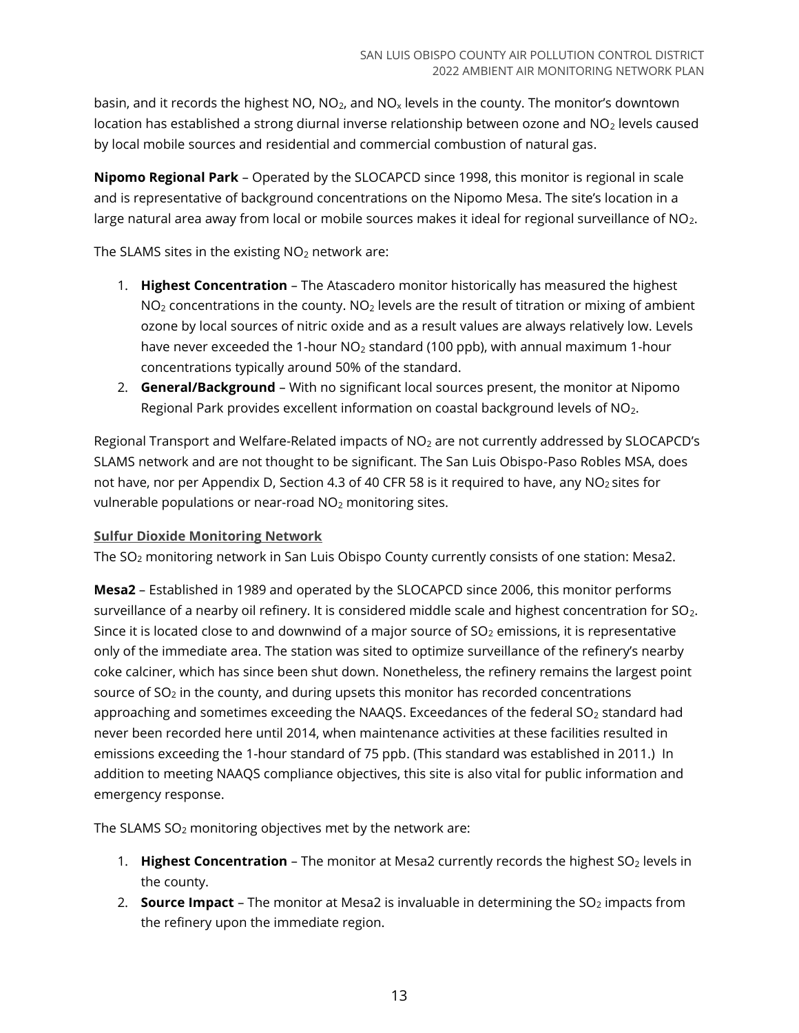basin, and it records the highest NO, $NO_2$, and $NO_x$ levels in the county. The monitor's downtown location has established a strong diurnal inverse relationship between ozone and $NO_2$ levels caused by local mobile sources and residential and commercial combustion of natural gas.

**Nipomo Regional Park** – Operated by the SLOCAPCD since 1998, this monitor is regional in scale and is representative of background concentrations on the Nipomo Mesa. The site's location in a large natural area away from local or mobile sources makes it ideal for regional surveillance of $NO_2$.

The SLAMS sites in the existing $NO_2$ network are:

1. **Highest Concentration** – The Atascadero monitor historically has measured the highest $NO_2$ concentrations in the county. $NO_2$ levels are the result of titration or mixing of ambient ozone by local sources of nitric oxide and as a result values are always relatively low. Levels have never exceeded the 1-hour $NO_2$ standard (100 ppb), with annual maximum 1-hour concentrations typically around 50% of the standard.
2. **General/Background** – With no significant local sources present, the monitor at Nipomo Regional Park provides excellent information on coastal background levels of $NO_2$.

Regional Transport and Welfare-Related impacts of $NO_2$ are not currently addressed by SLOCAPCD's SLAMS network and are not thought to be significant. The San Luis Obispo-Paso Robles MSA, does not have, nor per Appendix D, Section 4.3 of 40 CFR 58 is it required to have, any $NO_2$ sites for vulnerable populations or near-road $NO_2$ monitoring sites.

## Sulfur Dioxide Monitoring Network

The $SO_2$ monitoring network in San Luis Obispo County currently consists of one station: Mesa2.

**Mesa2** – Established in 1989 and operated by the SLOCAPCD since 2006, this monitor performs surveillance of a nearby oil refinery. It is considered middle scale and highest concentration for $SO_2$. Since it is located close to and downwind of a major source of $SO_2$ emissions, it is representative only of the immediate area. The station was sited to optimize surveillance of the refinery's nearby coke calciner, which has since been shut down. Nonetheless, the refinery remains the largest point source of $SO_2$ in the county, and during upsets this monitor has recorded concentrations approaching and sometimes exceeding the NAAQS. Exceedances of the federal $SO_2$ standard had never been recorded here until 2014, when maintenance activities at these facilities resulted in emissions exceeding the 1-hour standard of 75 ppb. (This standard was established in 2011.) In addition to meeting NAAQS compliance objectives, this site is also vital for public information and emergency response.

The SLAMS $SO_2$ monitoring objectives met by the network are:

1. **Highest Concentration** – The monitor at Mesa2 currently records the highest $SO_2$ levels in the county.
2. **Source Impact** – The monitor at Mesa2 is invaluable in determining the $SO_2$ impacts from the refinery upon the immediate region.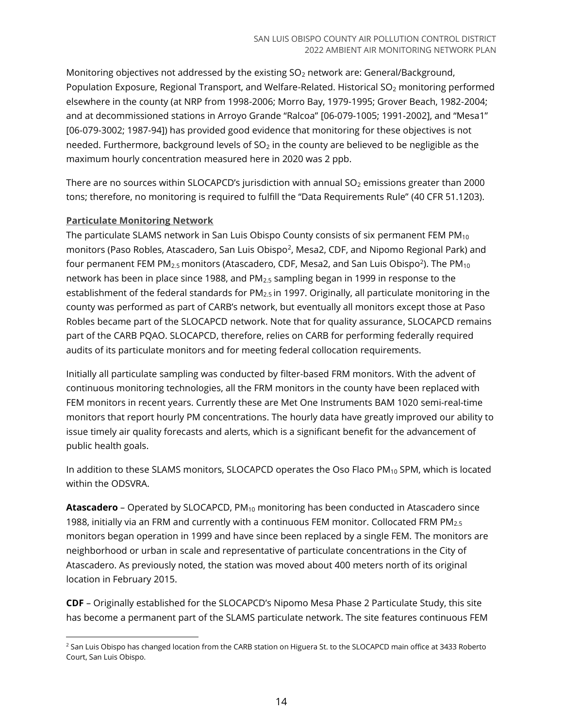Monitoring objectives not addressed by the existing $SO_2$ network are: General/Background, Population Exposure, Regional Transport, and Welfare-Related. Historical $SO_2$ monitoring performed elsewhere in the county (at NRP from 1998-2006; Morro Bay, 1979-1995; Grover Beach, 1982-2004; and at decommissioned stations in Arroyo Grande "Ralcoa" [06-079-1005; 1991-2002], and "Mesa1" [06-079-3002; 1987-94]) has provided good evidence that monitoring for these objectives is not needed. Furthermore, background levels of $SO_2$ in the county are believed to be negligible as the maximum hourly concentration measured here in 2020 was 2 ppb.

There are no sources within SLOCAPCD's jurisdiction with annual $SO_2$ emissions greater than 2000 tons; therefore, no monitoring is required to fulfill the "Data Requirements Rule" (40 CFR 51.1203).

**Particulate Monitoring Network**

The particulate SLAMS network in San Luis Obispo County consists of six permanent FEM $PM_{10}$ monitors (Paso Robles, Atascadero, San Luis Obispo[2], Mesa2, CDF, and Nipomo Regional Park) and four permanent FEM $PM_{2.5}$ monitors (Atascadero, CDF, Mesa2, and San Luis Obispo[2]). The $PM_{10}$ network has been in place since 1988, and $PM_{2.5}$ sampling began in 1999 in response to the establishment of the federal standards for $PM_{2.5}$ in 1997. Originally, all particulate monitoring in the county was performed as part of CARB's network, but eventually all monitors except those at Paso Robles became part of the SLOCAPCD network. Note that for quality assurance, SLOCAPCD remains part of the CARB PQAO. SLOCAPCD, therefore, relies on CARB for performing federally required audits of its particulate monitors and for meeting federal collocation requirements.

Initially all particulate sampling was conducted by filter-based FRM monitors. With the advent of continuous monitoring technologies, all the FRM monitors in the county have been replaced with FEM monitors in recent years. Currently these are Met One Instruments BAM 1020 semi-real-time monitors that report hourly PM concentrations. The hourly data have greatly improved our ability to issue timely air quality forecasts and alerts, which is a significant benefit for the advancement of public health goals.

In addition to these SLAMS monitors, SLOCAPCD operates the Oso Flaco $PM_{10}$ SPM, which is located within the ODSVRA.

**Atascadero** – Operated by SLOCAPCD, $PM_{10}$ monitoring has been conducted in Atascadero since 1988, initially via an FRM and currently with a continuous FEM monitor. Collocated FRM $PM_{2.5}$ monitors began operation in 1999 and have since been replaced by a single FEM. The monitors are neighborhood or urban in scale and representative of particulate concentrations in the City of Atascadero. As previously noted, the station was moved about 400 meters north of its original location in February 2015.

**CDF** – Originally established for the SLOCAPCD's Nipomo Mesa Phase 2 Particulate Study, this site has become a permanent part of the SLAMS particulate network. The site features continuous FEM

[2] San Luis Obispo has changed location from the CARB station on Higuera St. to the SLOCAPCD main office at 3433 Roberto Court, San Luis Obispo.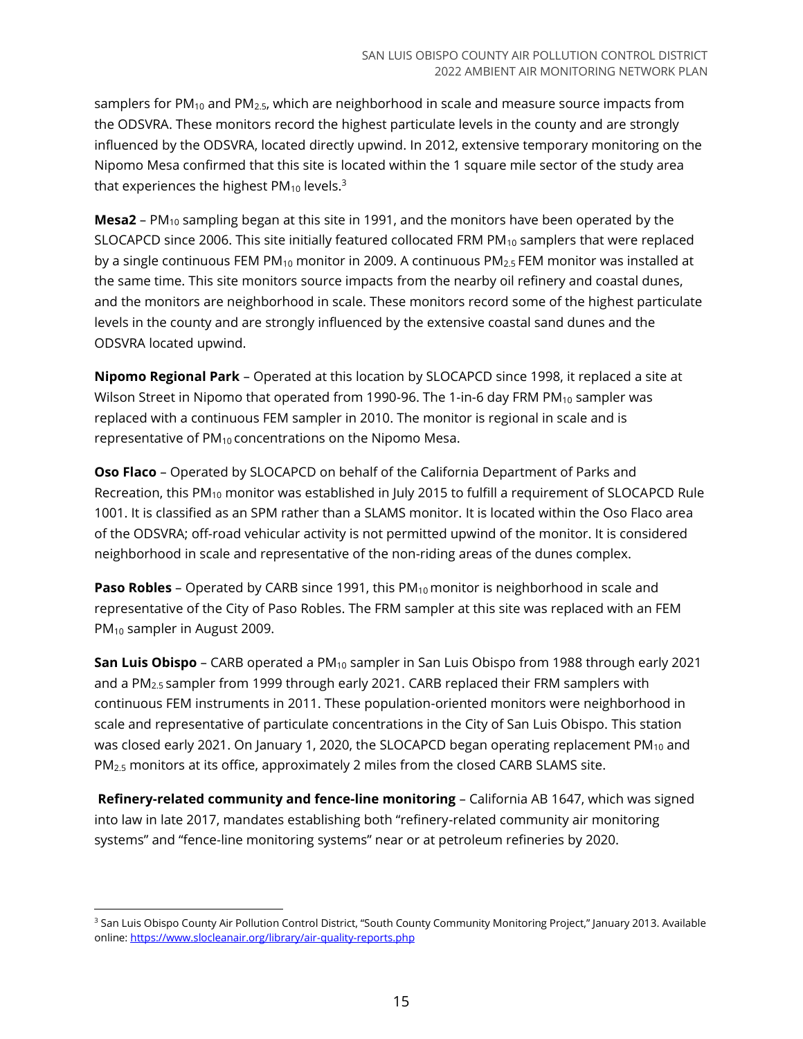samplers for $PM_{10}$ and $PM_{2.5}$, which are neighborhood in scale and measure source impacts from the ODSVRA. These monitors record the highest particulate levels in the county and are strongly influenced by the ODSVRA, located directly upwind. In 2012, extensive temporary monitoring on the Nipomo Mesa confirmed that this site is located within the 1 square mile sector of the study area that experiences the highest $PM_{10}$ levels.[3]

**Mesa2** – $PM_{10}$ sampling began at this site in 1991, and the monitors have been operated by the SLOCAPCD since 2006. This site initially featured collocated FRM $PM_{10}$ samplers that were replaced by a single continuous FEM $PM_{10}$ monitor in 2009. A continuous $PM_{2.5}$ FEM monitor was installed at the same time. This site monitors source impacts from the nearby oil refinery and coastal dunes, and the monitors are neighborhood in scale. These monitors record some of the highest particulate levels in the county and are strongly influenced by the extensive coastal sand dunes and the ODSVRA located upwind.

**Nipomo Regional Park** – Operated at this location by SLOCAPCD since 1998, it replaced a site at Wilson Street in Nipomo that operated from 1990-96. The 1-in-6 day FRM $PM_{10}$ sampler was replaced with a continuous FEM sampler in 2010. The monitor is regional in scale and is representative of $PM_{10}$ concentrations on the Nipomo Mesa.

**Oso Flaco** – Operated by SLOCAPCD on behalf of the California Department of Parks and Recreation, this $PM_{10}$ monitor was established in July 2015 to fulfill a requirement of SLOCAPCD Rule 1001. It is classified as an SPM rather than a SLAMS monitor. It is located within the Oso Flaco area of the ODSVRA; off-road vehicular activity is not permitted upwind of the monitor. It is considered neighborhood in scale and representative of the non-riding areas of the dunes complex.

**Paso Robles** – Operated by CARB since 1991, this $PM_{10}$ monitor is neighborhood in scale and representative of the City of Paso Robles. The FRM sampler at this site was replaced with an FEM $PM_{10}$ sampler in August 2009.

**San Luis Obispo** – CARB operated a $PM_{10}$ sampler in San Luis Obispo from 1988 through early 2021 and a $PM_{2.5}$ sampler from 1999 through early 2021. CARB replaced their FRM samplers with continuous FEM instruments in 2011. These population-oriented monitors were neighborhood in scale and representative of particulate concentrations in the City of San Luis Obispo. This station was closed early 2021. On January 1, 2020, the SLOCAPCD began operating replacement $PM_{10}$ and $PM_{2.5}$ monitors at its office, approximately 2 miles from the closed CARB SLAMS site.

**Refinery-related community and fence-line monitoring** – California AB 1647, which was signed into law in late 2017, mandates establishing both "refinery-related community air monitoring systems" and "fence-line monitoring systems" near or at petroleum refineries by 2020.

[3] San Luis Obispo County Air Pollution Control District, "South County Community Monitoring Project," January 2013. Available online: https://www.slocleanair.org/library/air-quality-reports.php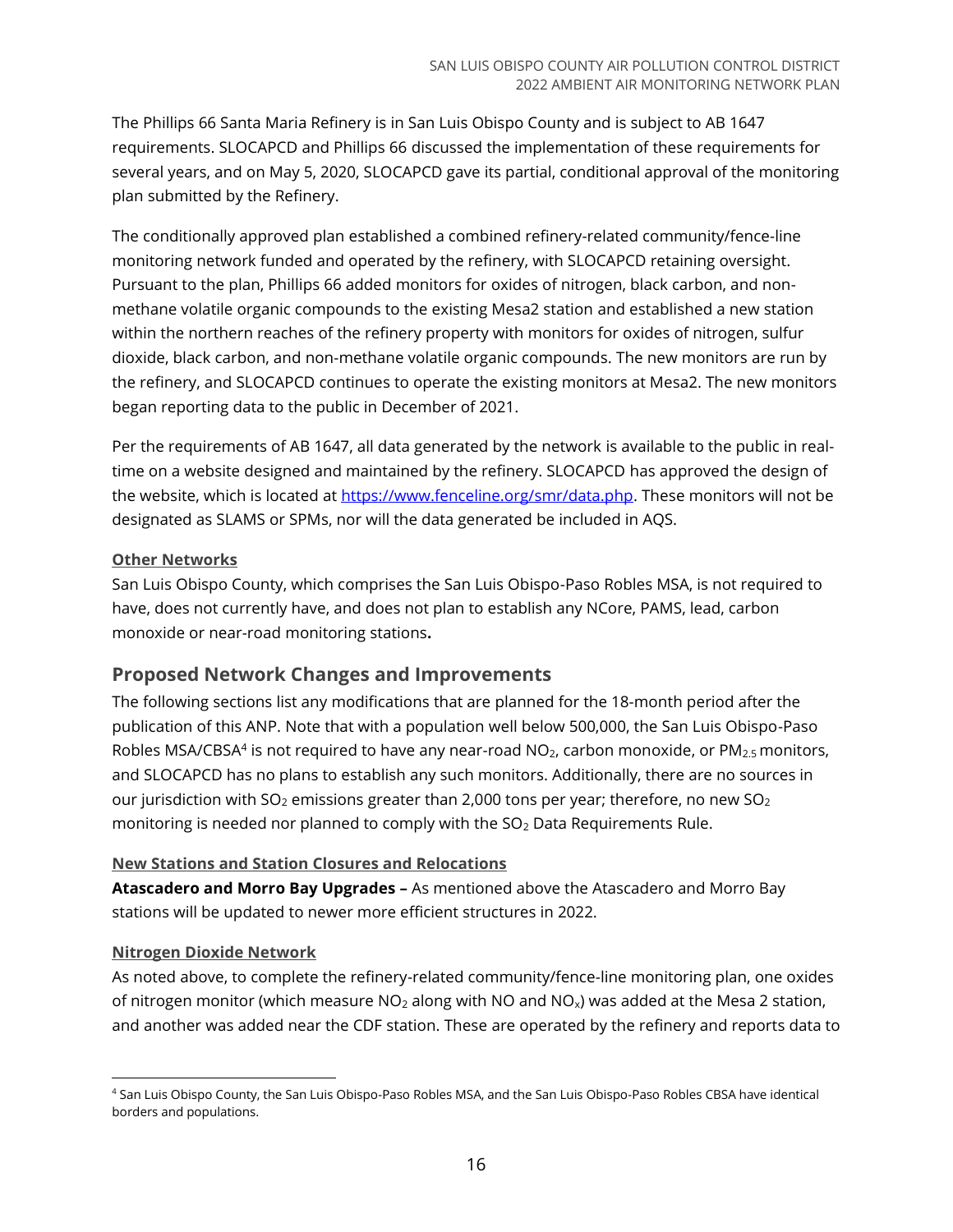The Phillips 66 Santa Maria Refinery is in San Luis Obispo County and is subject to AB 1647 requirements. SLOCAPCD and Phillips 66 discussed the implementation of these requirements for several years, and on May 5, 2020, SLOCAPCD gave its partial, conditional approval of the monitoring plan submitted by the Refinery.

The conditionally approved plan established a combined refinery-related community/fence-line monitoring network funded and operated by the refinery, with SLOCAPCD retaining oversight. Pursuant to the plan, Phillips 66 added monitors for oxides of nitrogen, black carbon, and non-methane volatile organic compounds to the existing Mesa2 station and established a new station within the northern reaches of the refinery property with monitors for oxides of nitrogen, sulfur dioxide, black carbon, and non-methane volatile organic compounds. The new monitors are run by the refinery, and SLOCAPCD continues to operate the existing monitors at Mesa2. The new monitors began reporting data to the public in December of 2021.

Per the requirements of AB 1647, all data generated by the network is available to the public in real-time on a website designed and maintained by the refinery. SLOCAPCD has approved the design of the website, which is located at https://www.fenceline.org/smr/data.php. These monitors will not be designated as SLAMS or SPMs, nor will the data generated be included in AQS.

#### Other Networks

San Luis Obispo County, which comprises the San Luis Obispo-Paso Robles MSA, is not required to have, does not currently have, and does not plan to establish any NCore, PAMS, lead, carbon monoxide or near-road monitoring stations**.**

## Proposed Network Changes and Improvements

The following sections list any modifications that are planned for the 18-month period after the publication of this ANP. Note that with a population well below 500,000, the San Luis Obispo-Paso Robles MSA/CBSA[4] is not required to have any near-road $NO_2$, carbon monoxide, or $PM_{2.5}$ monitors, and SLOCAPCD has no plans to establish any such monitors. Additionally, there are no sources in our jurisdiction with $SO_2$ emissions greater than 2,000 tons per year; therefore, no new $SO_2$ monitoring is needed nor planned to comply with the $SO_2$ Data Requirements Rule.

#### New Stations and Station Closures and Relocations

**Atascadero and Morro Bay Upgrades –** As mentioned above the Atascadero and Morro Bay stations will be updated to newer more efficient structures in 2022.

#### Nitrogen Dioxide Network

As noted above, to complete the refinery-related community/fence-line monitoring plan, one oxides of nitrogen monitor (which measure $NO_2$ along with NO and $NO_x$) was added at the Mesa 2 station, and another was added near the CDF station. These are operated by the refinery and reports data to

[4] San Luis Obispo County, the San Luis Obispo-Paso Robles MSA, and the San Luis Obispo-Paso Robles CBSA have identical borders and populations.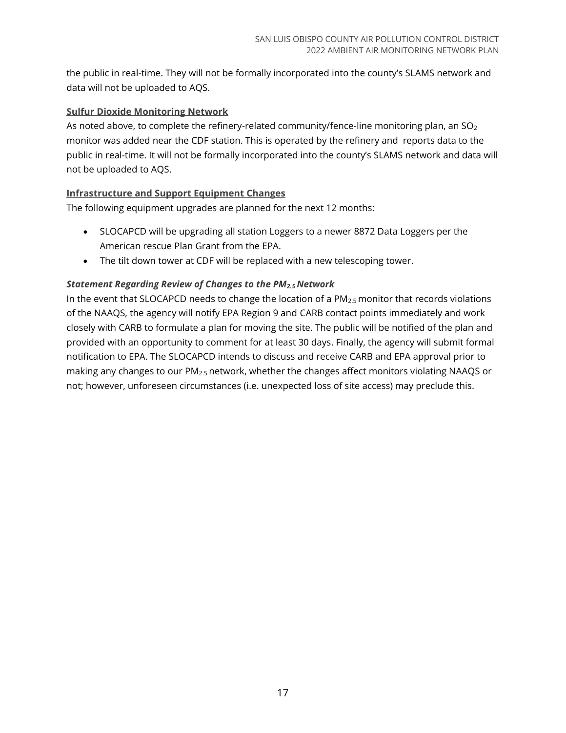the public in real-time. They will not be formally incorporated into the county's SLAMS network and data will not be uploaded to AQS.

**Sulfur Dioxide Monitoring Network**

As noted above, to complete the refinery-related community/fence-line monitoring plan, an $SO_2$ monitor was added near the CDF station. This is operated by the refinery and reports data to the public in real-time. It will not be formally incorporated into the county's SLAMS network and data will not be uploaded to AQS.

**Infrastructure and Support Equipment Changes**

The following equipment upgrades are planned for the next 12 months:

- SLOCAPCD will be upgrading all station Loggers to a newer 8872 Data Loggers per the American rescue Plan Grant from the EPA.
- The tilt down tower at CDF will be replaced with a new telescoping tower.

***Statement Regarding Review of Changes to the $PM_{2.5}$ Network***

In the event that SLOCAPCD needs to change the location of a $PM_{2.5}$ monitor that records violations of the NAAQS, the agency will notify EPA Region 9 and CARB contact points immediately and work closely with CARB to formulate a plan for moving the site. The public will be notified of the plan and provided with an opportunity to comment for at least 30 days. Finally, the agency will submit formal notification to EPA. The SLOCAPCD intends to discuss and receive CARB and EPA approval prior to making any changes to our $PM_{2.5}$ network, whether the changes affect monitors violating NAAQS or not; however, unforeseen circumstances (i.e. unexpected loss of site access) may preclude this.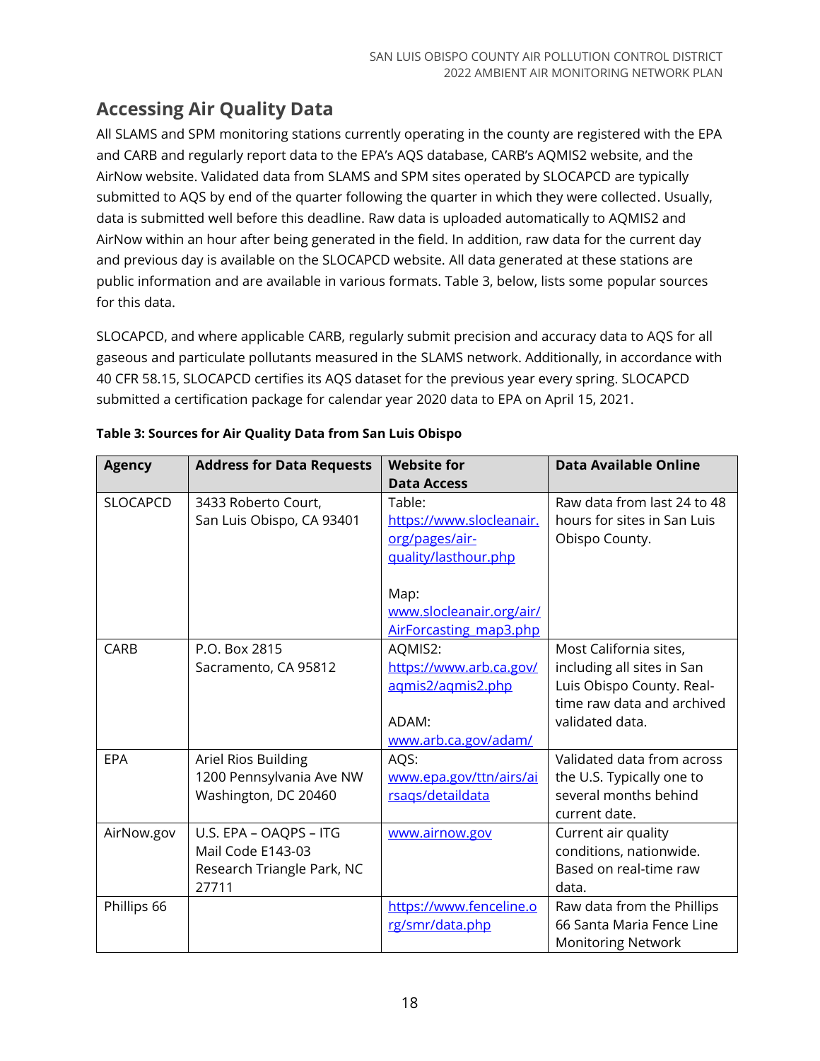## Accessing Air Quality Data

All SLAMS and SPM monitoring stations currently operating in the county are registered with the EPA and CARB and regularly report data to the EPA's AQS database, CARB's AQMIS2 website, and the AirNow website. Validated data from SLAMS and SPM sites operated by SLOCAPCD are typically submitted to AQS by end of the quarter following the quarter in which they were collected. Usually, data is submitted well before this deadline. Raw data is uploaded automatically to AQMIS2 and AirNow within an hour after being generated in the field. In addition, raw data for the current day and previous day is available on the SLOCAPCD website. All data generated at these stations are public information and are available in various formats. Table 3, below, lists some popular sources for this data.

SLOCAPCD, and where applicable CARB, regularly submit precision and accuracy data to AQS for all gaseous and particulate pollutants measured in the SLAMS network. Additionally, in accordance with 40 CFR 58.15, SLOCAPCD certifies its AQS dataset for the previous year every spring. SLOCAPCD submitted a certification package for calendar year 2020 data to EPA on April 15, 2021.

**Table 3: Sources for Air Quality Data from San Luis Obispo**

| Agency | Address for Data Requests | Website for Data Access | Data Available Online |
|---|---|---|---|
| SLOCAPCD | 3433 Roberto Court, San Luis Obispo, CA 93401 | Table: https://www.slocleanair.org/pages/air-quality/lasthour.php<br><br>Map: www.slocleanair.org/air/AirForcasting_map3.php | Raw data from last 24 to 48 hours for sites in San Luis Obispo County. |
| CARB | P.O. Box 2815 Sacramento, CA 95812 | AQMIS2: https://www.arb.ca.gov/aqmis2/aqmis2.php<br><br>ADAM: www.arb.ca.gov/adam/ | Most California sites, including all sites in San Luis Obispo County. Real-time raw data and archived validated data. |
| EPA | Ariel Rios Building 1200 Pennsylvania Ave NW Washington, DC 20460 | AQS: www.epa.gov/ttn/airs/airsaqs/detaildata | Validated data from across the U.S. Typically one to several months behind current date. |
| AirNow.gov | U.S. EPA – OAQPS – ITG Mail Code E143-03 Research Triangle Park, NC 27711 | www.airnow.gov | Current air quality conditions, nationwide. Based on real-time raw data. |
| Phillips 66 | | https://www.fenceline.org/smr/data.php | Raw data from the Phillips 66 Santa Maria Fence Line Monitoring Network |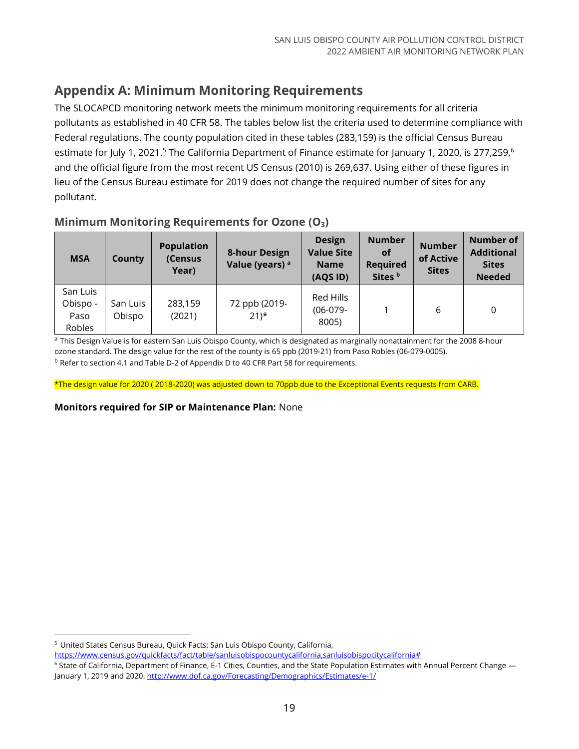# Appendix A: Minimum Monitoring Requirements

The SLOCAPCD monitoring network meets the minimum monitoring requirements for all criteria pollutants as established in 40 CFR 58. The tables below list the criteria used to determine compliance with Federal regulations. The county population cited in these tables (283,159) is the official Census Bureau estimate for July 1, 2021.[5] The California Department of Finance estimate for January 1, 2020, is 277,259,[6] and the official figure from the most recent US Census (2010) is 269,637. Using either of these figures in lieu of the Census Bureau estimate for 2019 does not change the required number of sites for any pollutant.

## Minimum Monitoring Requirements for Ozone ($O_3$)

| MSA | County | Population (Census Year) | 8-hour Design Value (years) [a] | Design Value Site Name (AQS ID) | Number of Required Sites [b] | Number of Active Sites | Number of Additional Sites Needed |
|---|---|---|---|---|---|---|---|
| San Luis Obispo - Paso Robles | San Luis Obispo | 283,159 (2021) | 72 ppb (2019-21)* | Red Hills (06-079-8005) | 1 | 6 | 0 |

[a] This Design Value is for eastern San Luis Obispo County, which is designated as marginally nonattainment for the 2008 8-hour ozone standard. The design value for the rest of the county is 65 ppb (2019-21) from Paso Robles (06-079-0005).

[b] Refer to section 4.1 and Table D-2 of Appendix D to 40 CFR Part 58 for requirements.

*The design value for 2020 ( 2018-2020) was adjusted down to 70ppb due to the Exceptional Events requests from CARB.

**Monitors required for SIP or Maintenance Plan:** None

---

[5] United States Census Bureau, Quick Facts: San Luis Obispo County, California, https://www.census.gov/quickfacts/fact/table/sanluisobispocountycalifornia,sanluisobispocitycalifornia#

[6] State of California, Department of Finance, E-1 Cities, Counties, and the State Population Estimates with Annual Percent Change — January 1, 2019 and 2020. http://www.dof.ca.gov/Forecasting/Demographics/Estimates/e-1/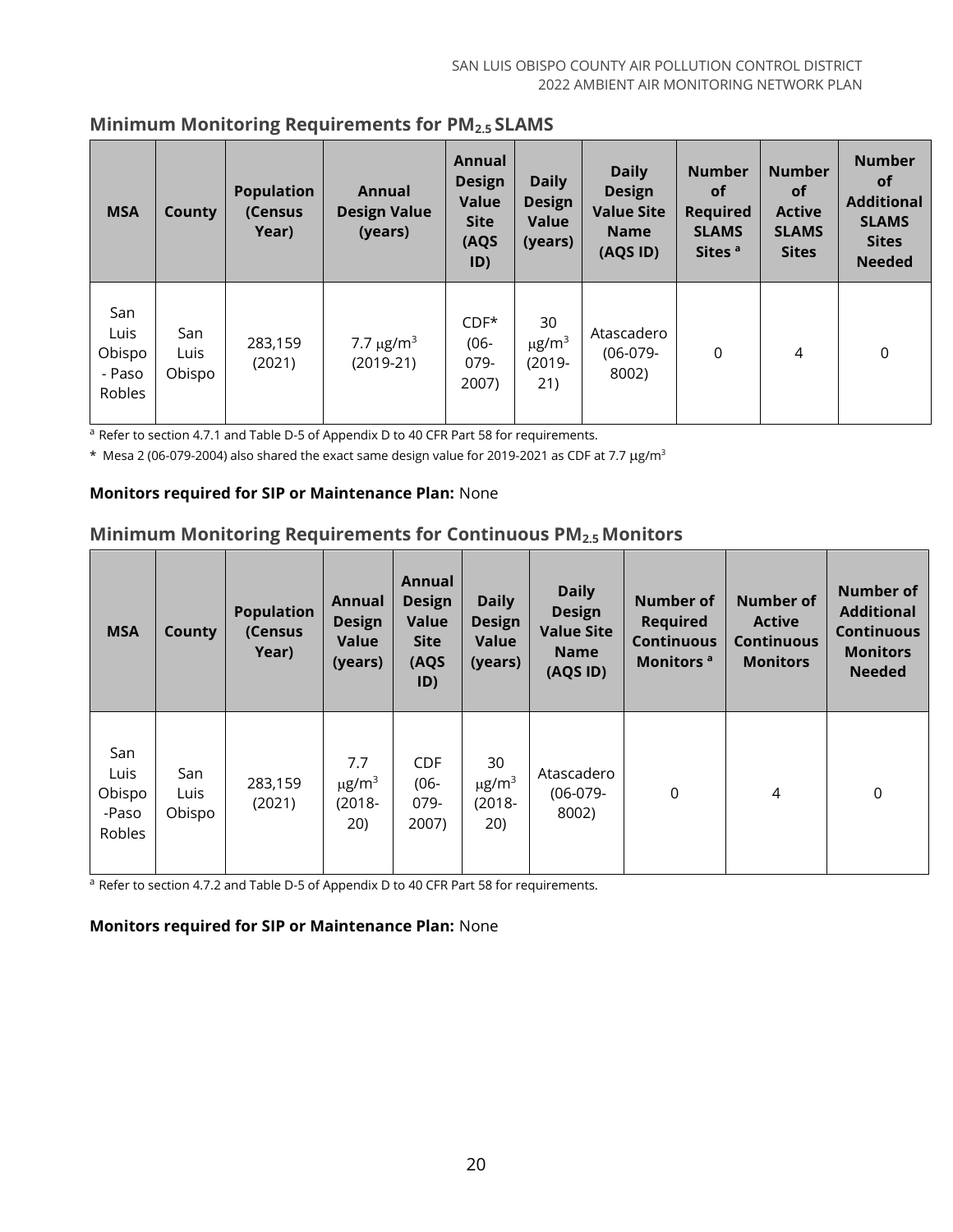## Minimum Monitoring Requirements for $PM_{2.5}$ SLAMS

| MSA | County | Population (Census Year) | Annual Design Value (years) | Annual Design Value Site (AQS ID) | Daily Design Value (years) | Daily Design Value Site Name (AQS ID) | Number of Required SLAMS Sites [a] | Number of Active SLAMS Sites | Number of Additional SLAMS Sites Needed |
|---|---|---|---|---|---|---|---|---|---|
| San Luis Obispo - Paso Robles | San Luis Obispo | 283,159 (2021) | 7.7 $\mu g/m^3$ (2019-21) | CDF* (06-079-2007) | 30 $\mu g/m^3$ (2019-21) | Atascadero (06-079-8002) | 0 | 4 | 0 |

[a] Refer to section 4.7.1 and Table D-5 of Appendix D to 40 CFR Part 58 for requirements.

* Mesa 2 (06-079-2004) also shared the exact same design value for 2019-2021 as CDF at 7.7 $\mu g/m^3$

**Monitors required for SIP or Maintenance Plan:** None

## Minimum Monitoring Requirements for Continuous $PM_{2.5}$ Monitors

| MSA | County | Population (Census Year) | Annual Design Value (years) | Annual Design Value Site (AQS ID) | Daily Design Value (years) | Daily Design Value Site Name (AQS ID) | Number of Required Continuous Monitors [a] | Number of Active Continuous Monitors | Number of Additional Continuous Monitors Needed |
|---|---|---|---|---|---|---|---|---|---|
| San Luis Obispo -Paso Robles | San Luis Obispo | 283,159 (2021) | 7.7 $\mu g/m^3$ (2018-20) | CDF (06-079-2007) | 30 $\mu g/m^3$ (2018-20) | Atascadero (06-079-8002) | 0 | 4 | 0 |

[a] Refer to section 4.7.2 and Table D-5 of Appendix D to 40 CFR Part 58 for requirements.

**Monitors required for SIP or Maintenance Plan:** None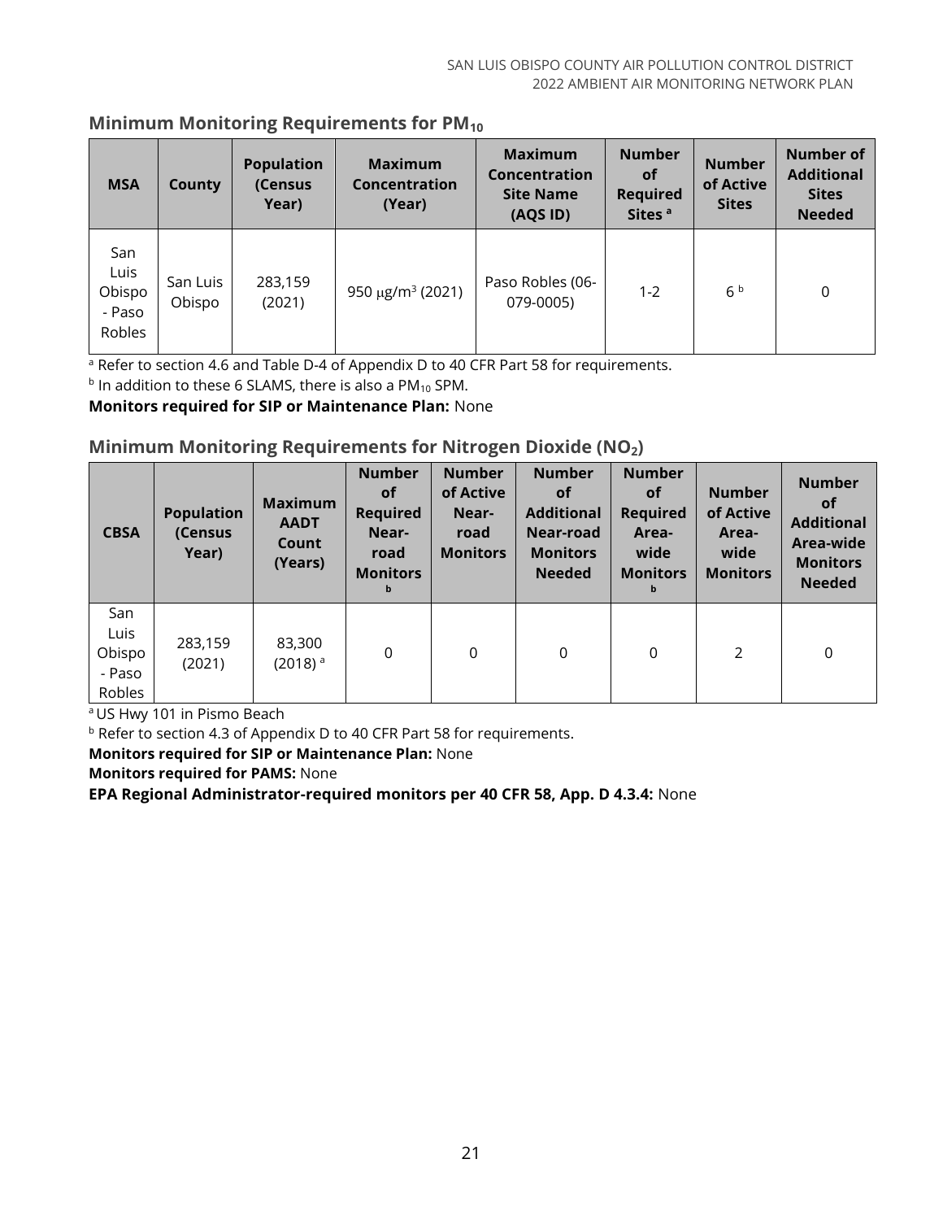## Minimum Monitoring Requirements for $PM_{10}$

| MSA | County | Population (Census Year) | Maximum Concentration (Year) | Maximum Concentration Site Name (AQS ID) | Number of Required Sites [a] | Number of Active Sites | Number of Additional Sites Needed |
|---|---|---|---|---|---|---|---|
| San Luis Obispo - Paso Robles | San Luis Obispo | 283,159 (2021) | 950 $\mu g/m^3$ (2021) | Paso Robles (06-079-0005) | 1-2 | 6 [b] | 0 |

[a] Refer to section 4.6 and Table D-4 of Appendix D to 40 CFR Part 58 for requirements.
[b] In addition to these 6 SLAMS, there is also a $PM_{10}$ SPM.

**Monitors required for SIP or Maintenance Plan:** None

## Minimum Monitoring Requirements for Nitrogen Dioxide ($NO_2$)

| CBSA | Population (Census Year) | Maximum AADT Count (Years) | Number of Required Near-road Monitors [b] | Number of Active Near-road Monitors | Number of Additional Near-road Monitors Needed | Number of Required Area-wide Monitors [b] | Number of Active Area-wide Monitors | Number of Additional Area-wide Monitors Needed |
|---|---|---|---|---|---|---|---|---|
| San Luis Obispo - Paso Robles | 283,159 (2021) | 83,300 (2018) [a] | 0 | 0 | 0 | 0 | 2 | 0 |

[a] US Hwy 101 in Pismo Beach
[b] Refer to section 4.3 of Appendix D to 40 CFR Part 58 for requirements.

**Monitors required for SIP or Maintenance Plan:** None
**Monitors required for PAMS:** None
**EPA Regional Administrator-required monitors per 40 CFR 58, App. D 4.3.4:** None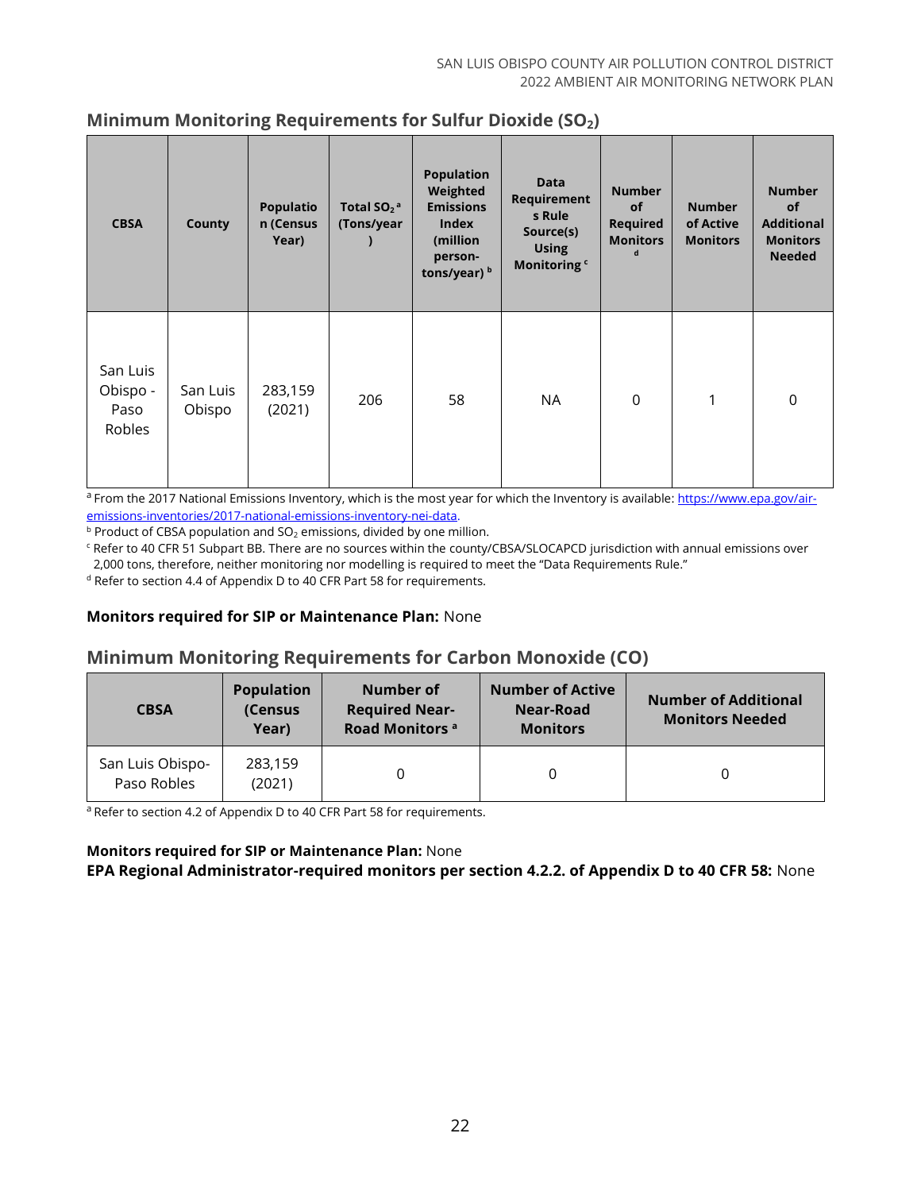## Minimum Monitoring Requirements for Sulfur Dioxide ($SO_2$)

| CBSA | County | Population (Census Year) | Total $SO_2$ [a] (Tons/year) | Population Weighted Emissions Index (million person-tons/year) [b] | Data Requirements Rule Source(s) Using Monitoring [c] | Number of Required Monitors [d] | Number of Active Monitors | Number of Additional Monitors Needed |
|---|---|---|---|---|---|---|---|---|
| San Luis Obispo - Paso Robles | San Luis Obispo | 283,159 (2021) | 206 | 58 | NA | 0 | 1 | 0 |

[a] From the 2017 National Emissions Inventory, which is the most year for which the Inventory is available: https://www.epa.gov/air-emissions-inventories/2017-national-emissions-inventory-nei-data.

[b] Product of CBSA population and $SO_2$ emissions, divided by one million.

[c] Refer to 40 CFR 51 Subpart BB. There are no sources within the county/CBSA/SLOCAPCD jurisdiction with annual emissions over 2,000 tons, therefore, neither monitoring nor modelling is required to meet the "Data Requirements Rule."

[d] Refer to section 4.4 of Appendix D to 40 CFR Part 58 for requirements.

**Monitors required for SIP or Maintenance Plan:** None

## Minimum Monitoring Requirements for Carbon Monoxide (CO)

| CBSA | Population (Census Year) | Number of Required Near-Road Monitors [a] | Number of Active Near-Road Monitors | Number of Additional Monitors Needed |
|---|---|---|---|---|
| San Luis Obispo-Paso Robles | 283,159 (2021) | 0 | 0 | 0 |

[a] Refer to section 4.2 of Appendix D to 40 CFR Part 58 for requirements.

**Monitors required for SIP or Maintenance Plan:** None

**EPA Regional Administrator-required monitors per section 4.2.2. of Appendix D to 40 CFR 58:** None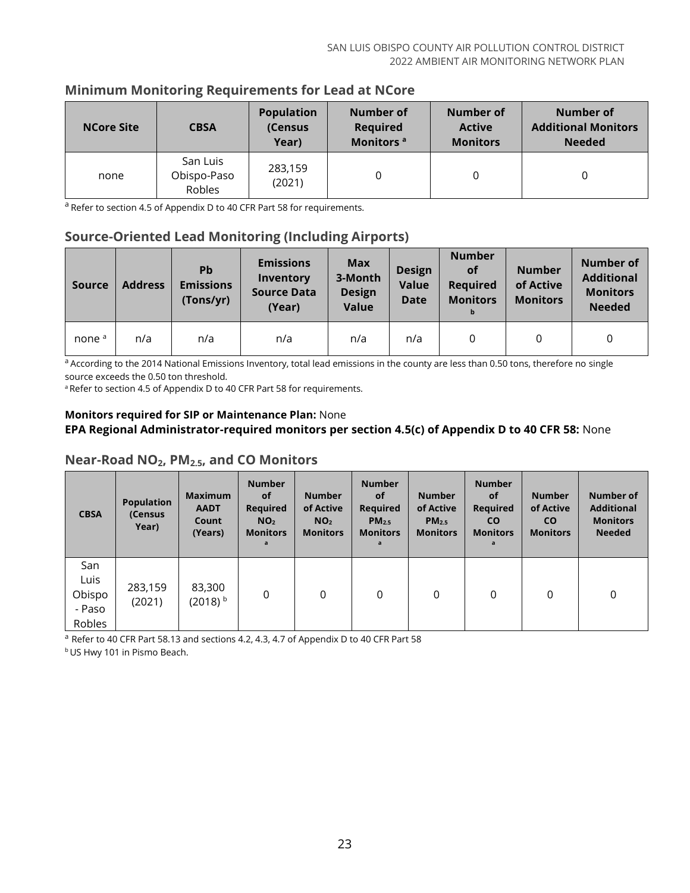### Minimum Monitoring Requirements for Lead at NCore

| NCore Site | CBSA | Population (Census Year) | Number of Required Monitors [a] | Number of Active Monitors | Number of Additional Monitors Needed |
|---|---|---|---|---|---|
| none | San Luis Obispo-Paso Robles | 283,159 (2021) | 0 | 0 | 0 |

[a] Refer to section 4.5 of Appendix D to 40 CFR Part 58 for requirements.

### Source-Oriented Lead Monitoring (Including Airports)

| Source | Address | Pb Emissions (Tons/yr) | Emissions Inventory Source Data (Year) | Max 3-Month Design Value | Design Value Date | Number of Required Monitors [b] | Number of Active Monitors | Number of Additional Monitors Needed |
|---|---|---|---|---|---|---|---|---|
| none [a] | n/a | n/a | n/a | n/a | n/a | 0 | 0 | 0 |

[a] According to the 2014 National Emissions Inventory, total lead emissions in the county are less than 0.50 tons, therefore no single source exceeds the 0.50 ton threshold.
[a] Refer to section 4.5 of Appendix D to 40 CFR Part 58 for requirements.

**Monitors required for SIP or Maintenance Plan:** None
**EPA Regional Administrator-required monitors per section 4.5(c) of Appendix D to 40 CFR 58:** None

### Near-Road $NO_2$, $PM_{2.5}$, and CO Monitors

| CBSA | Population (Census Year) | Maximum AADT Count (Years) | Number of Required $NO_2$ Monitors [a] | Number of Active $NO_2$ Monitors | Number of Required $PM_{2.5}$ Monitors [a] | Number of Active $PM_{2.5}$ Monitors | Number of Required CO Monitors [a] | Number of Active CO Monitors | Number of Additional Monitors Needed |
|---|---|---|---|---|---|---|---|---|---|
| San Luis Obispo - Paso Robles | 283,159 (2021) | 83,300 (2018) [b] | 0 | 0 | 0 | 0 | 0 | 0 | 0 |

[a] Refer to 40 CFR Part 58.13 and sections 4.2, 4.3, 4.7 of Appendix D to 40 CFR Part 58
[b] US Hwy 101 in Pismo Beach.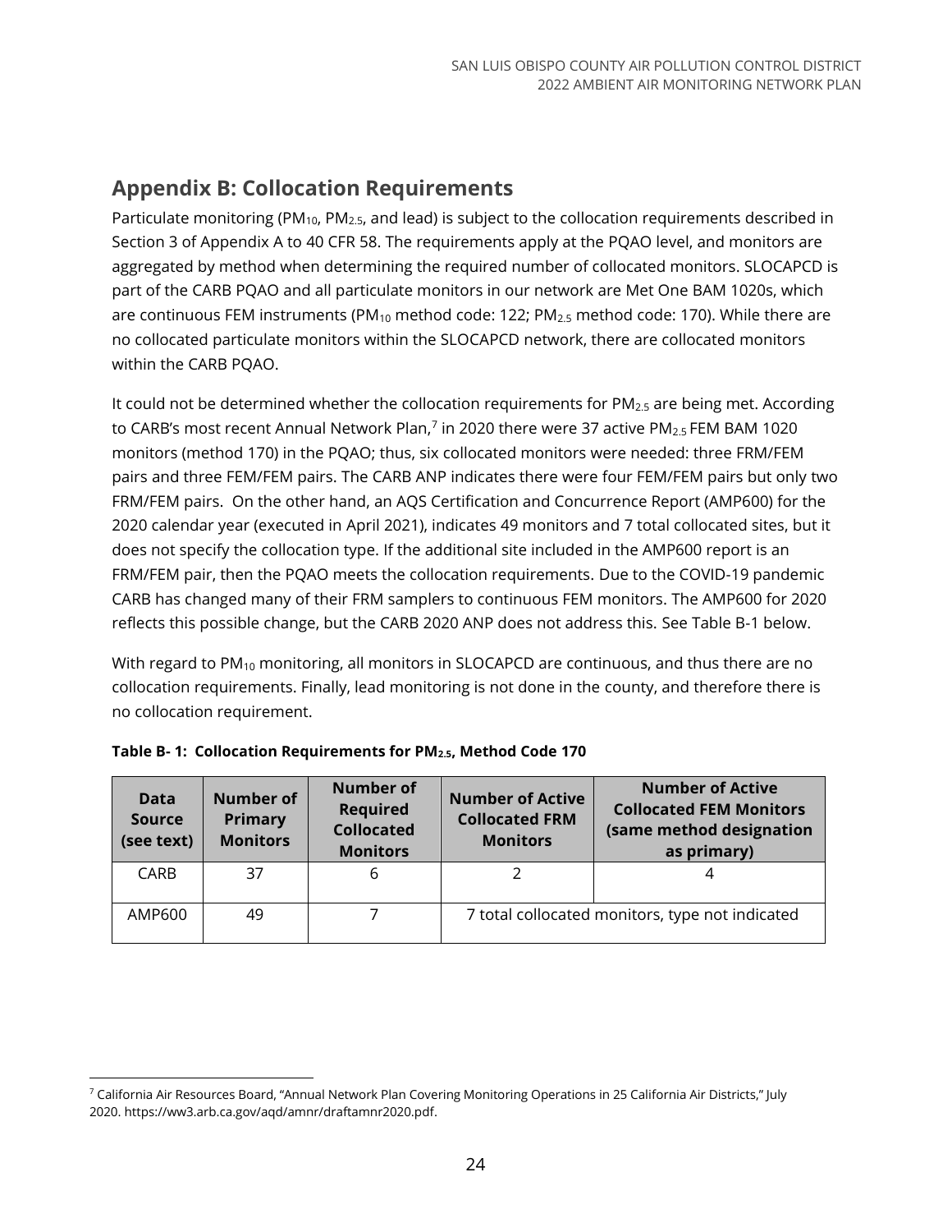## Appendix B: Collocation Requirements

Particulate monitoring ($PM_{10}$, $PM_{2.5}$, and lead) is subject to the collocation requirements described in Section 3 of Appendix A to 40 CFR 58. The requirements apply at the PQAO level, and monitors are aggregated by method when determining the required number of collocated monitors. SLOCAPCD is part of the CARB PQAO and all particulate monitors in our network are Met One BAM 1020s, which are continuous FEM instruments ($PM_{10}$ method code: 122; $PM_{2.5}$ method code: 170). While there are no collocated particulate monitors within the SLOCAPCD network, there are collocated monitors within the CARB PQAO.

It could not be determined whether the collocation requirements for $PM_{2.5}$ are being met. According to CARB's most recent Annual Network Plan,[7] in 2020 there were 37 active $PM_{2.5}$ FEM BAM 1020 monitors (method 170) in the PQAO; thus, six collocated monitors were needed: three FRM/FEM pairs and three FEM/FEM pairs. The CARB ANP indicates there were four FEM/FEM pairs but only two FRM/FEM pairs. On the other hand, an AQS Certification and Concurrence Report (AMP600) for the 2020 calendar year (executed in April 2021), indicates 49 monitors and 7 total collocated sites, but it does not specify the collocation type. If the additional site included in the AMP600 report is an FRM/FEM pair, then the PQAO meets the collocation requirements. Due to the COVID-19 pandemic CARB has changed many of their FRM samplers to continuous FEM monitors. The AMP600 for 2020 reflects this possible change, but the CARB 2020 ANP does not address this. See Table B-1 below.

With regard to $PM_{10}$ monitoring, all monitors in SLOCAPCD are continuous, and thus there are no collocation requirements. Finally, lead monitoring is not done in the county, and therefore there is no collocation requirement.

**Table B- 1: Collocation Requirements for $PM_{2.5}$, Method Code 170**

| Data Source (see text) | Number of Primary Monitors | Number of Required Collocated Monitors | Number of Active Collocated FRM Monitors | Number of Active Collocated FEM Monitors (same method designation as primary) |
|---|---|---|---|---|
| CARB | 37 | 6 | 2 | 4 |
| AMP600 | 49 | 7 | 7 total collocated monitors, type not indicated | |

[7] California Air Resources Board, "Annual Network Plan Covering Monitoring Operations in 25 California Air Districts," July 2020. https://ww3.arb.ca.gov/aqd/amnr/draftamnr2020.pdf.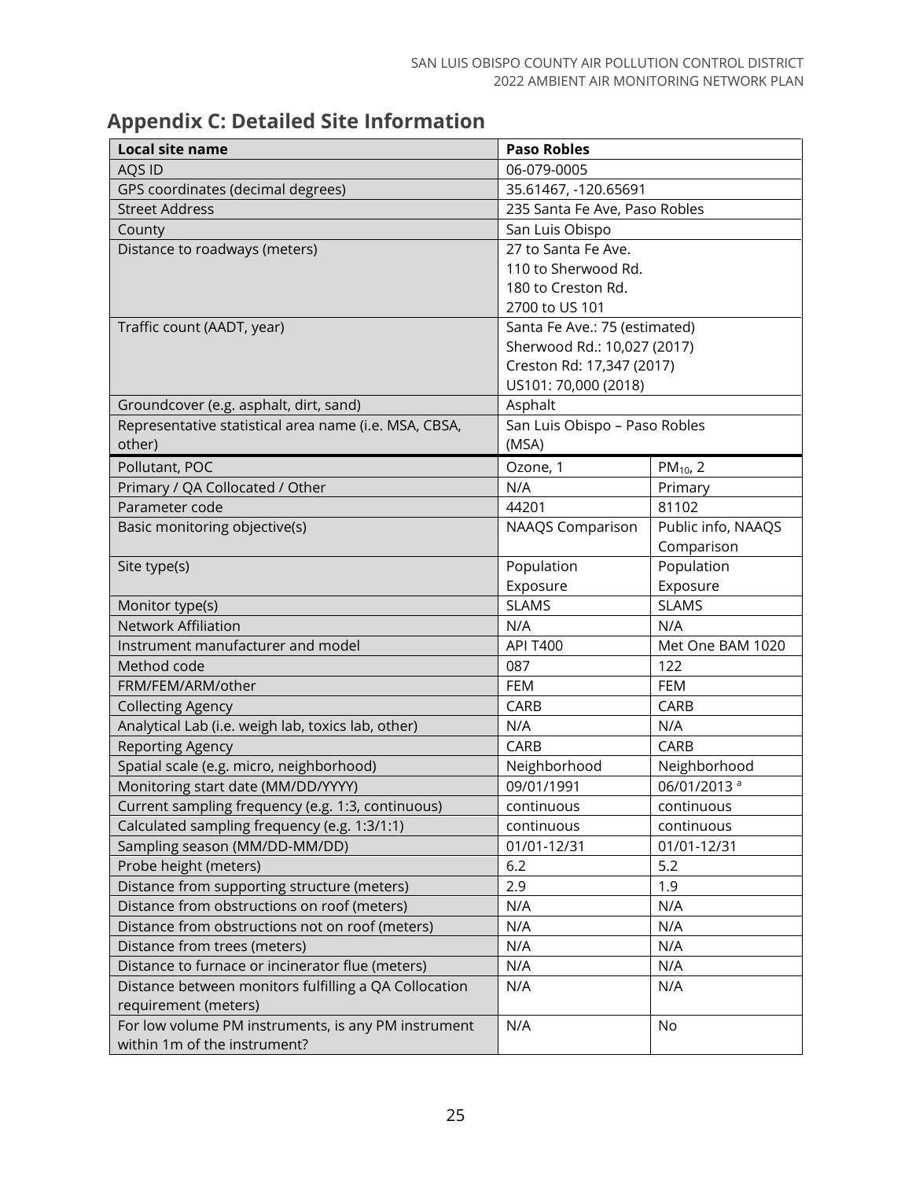## Appendix C: Detailed Site Information

| Local site name | Paso Robles | |
|---|---|---|
| AQS ID | 06-079-0005 | |
| GPS coordinates (decimal degrees) | 35.61467, -120.65691 | |
| Street Address | 235 Santa Fe Ave, Paso Robles | |
| County | San Luis Obispo | |
| Distance to roadways (meters) | 27 to Santa Fe Ave.<br>110 to Sherwood Rd.<br>180 to Creston Rd.<br>2700 to US 101 | |
| Traffic count (AADT, year) | Santa Fe Ave.: 75 (estimated)<br>Sherwood Rd.: 10,027 (2017)<br>Creston Rd: 17,347 (2017)<br>US101: 70,000 (2018) | |
| Groundcover (e.g. asphalt, dirt, sand) | Asphalt | |
| Representative statistical area name (i.e. MSA, CBSA, other) | San Luis Obispo – Paso Robles (MSA) | |
| Pollutant, POC | Ozone, 1 | $PM_{10}$, 2 |
| Primary / QA Collocated / Other | N/A | Primary |
| Parameter code | 44201 | 81102 |
| Basic monitoring objective(s) | NAAQS Comparison | Public info, NAAQS Comparison |
| Site type(s) | Population Exposure | Population Exposure |
| Monitor type(s) | SLAMS | SLAMS |
| Network Affiliation | N/A | N/A |
| Instrument manufacturer and model | API T400 | Met One BAM 1020 |
| Method code | 087 | 122 |
| FRM/FEM/ARM/other | FEM | FEM |
| Collecting Agency | CARB | CARB |
| Analytical Lab (i.e. weigh lab, toxics lab, other) | N/A | N/A |
| Reporting Agency | CARB | CARB |
| Spatial scale (e.g. micro, neighborhood) | Neighborhood | Neighborhood |
| Monitoring start date (MM/DD/YYYY) | 09/01/1991 | 06/01/2013 [a] |
| Current sampling frequency (e.g. 1:3, continuous) | continuous | continuous |
| Calculated sampling frequency (e.g. 1:3/1:1) | continuous | continuous |
| Sampling season (MM/DD-MM/DD) | 01/01-12/31 | 01/01-12/31 |
| Probe height (meters) | 6.2 | 5.2 |
| Distance from supporting structure (meters) | 2.9 | 1.9 |
| Distance from obstructions on roof (meters) | N/A | N/A |
| Distance from obstructions not on roof (meters) | N/A | N/A |
| Distance from trees (meters) | N/A | N/A |
| Distance to furnace or incinerator flue (meters) | N/A | N/A |
| Distance between monitors fulfilling a QA Collocation requirement (meters) | N/A | N/A |
| For low volume PM instruments, is any PM instrument within 1m of the instrument? | N/A | No |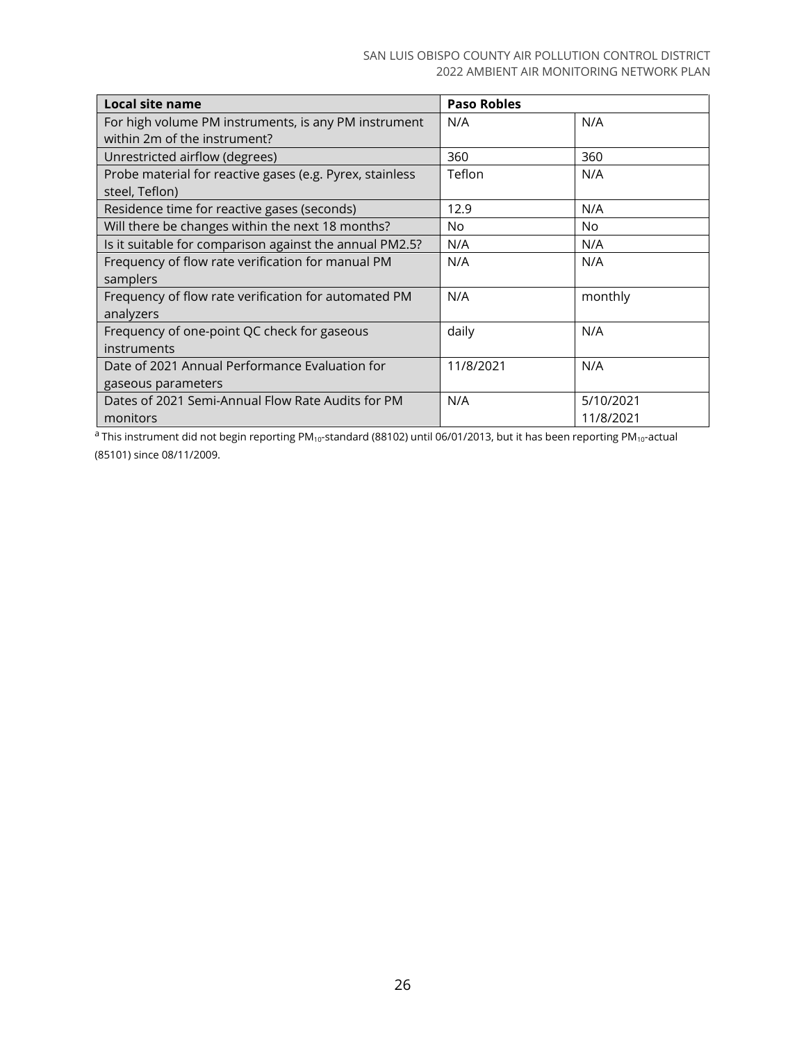| Local site name | Paso Robles | |
|---|---|---|
| For high volume PM instruments, is any PM instrument within 2m of the instrument? | N/A | N/A |
| Unrestricted airflow (degrees) | 360 | 360 |
| Probe material for reactive gases (e.g. Pyrex, stainless steel, Teflon) | Teflon | N/A |
| Residence time for reactive gases (seconds) | 12.9 | N/A |
| Will there be changes within the next 18 months? | No | No |
| Is it suitable for comparison against the annual PM2.5? | N/A | N/A |
| Frequency of flow rate verification for manual PM samplers | N/A | N/A |
| Frequency of flow rate verification for automated PM analyzers | N/A | monthly |
| Frequency of one-point QC check for gaseous instruments | daily | N/A |
| Date of 2021 Annual Performance Evaluation for gaseous parameters | 11/8/2021 | N/A |
| Dates of 2021 Semi-Annual Flow Rate Audits for PM monitors | N/A | 5/10/2021<br>11/8/2021 |

[a] This instrument did not begin reporting $PM_{10}$-standard (88102) until 06/01/2013, but it has been reporting $PM_{10}$-actual (85101) since 08/11/2009.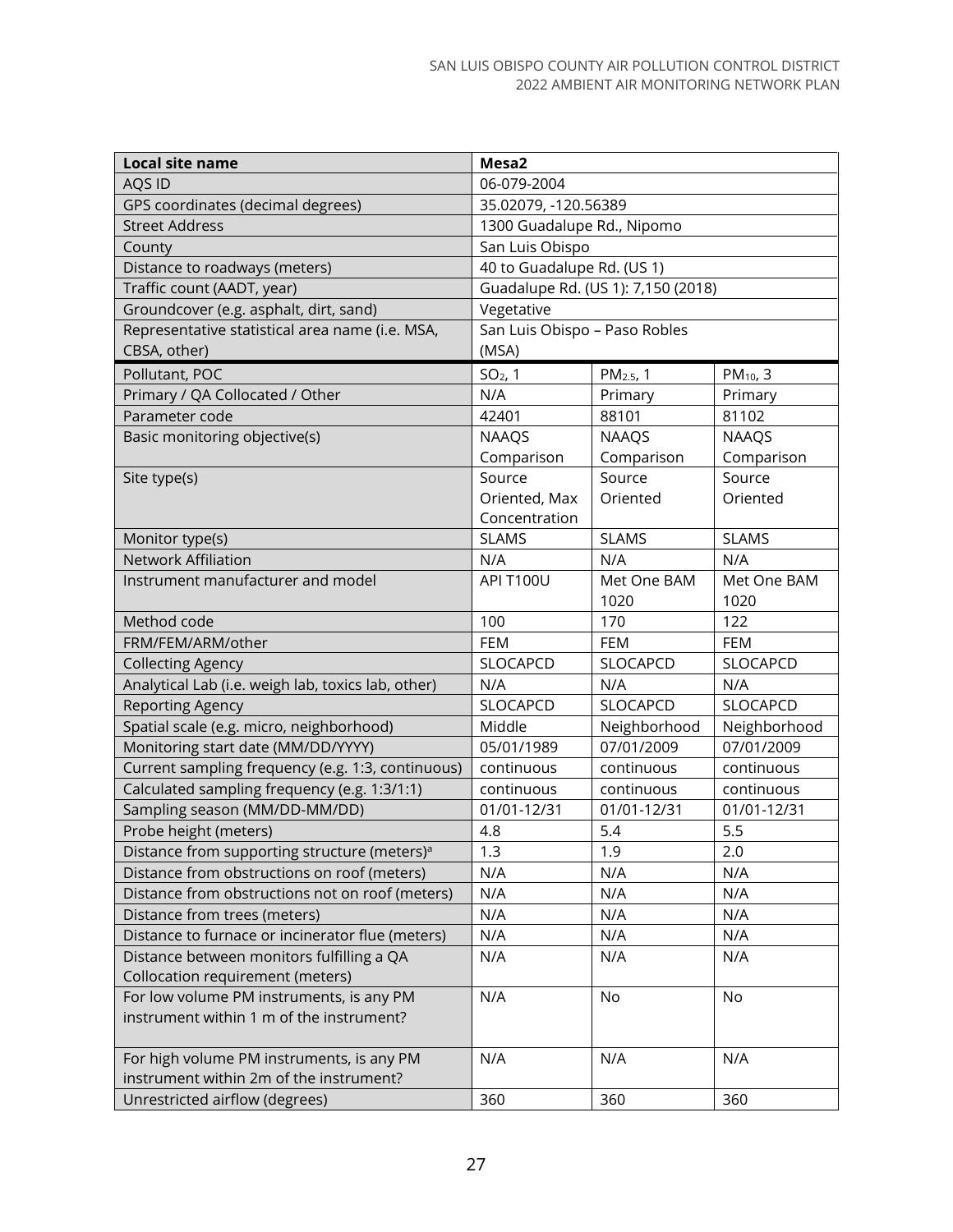| Local site name | Mesa2 | | |
|---|---|---|---|
| AQS ID | 06-079-2004 | | |
| GPS coordinates (decimal degrees) | 35.02079, -120.56389 | | |
| Street Address | 1300 Guadalupe Rd., Nipomo | | |
| County | San Luis Obispo | | |
| Distance to roadways (meters) | 40 to Guadalupe Rd. (US 1) | | |
| Traffic count (AADT, year) | Guadalupe Rd. (US 1): 7,150 (2018) | | |
| Groundcover (e.g. asphalt, dirt, sand) | Vegetative | | |
| Representative statistical area name (i.e. MSA, CBSA, other) | San Luis Obispo – Paso Robles (MSA) | | |
| Pollutant, POC | $SO_2$, 1 | $PM_{2.5}$, 1 | $PM_{10}$, 3 |
| Primary / QA Collocated / Other | N/A | Primary | Primary |
| Parameter code | 42401 | 88101 | 81102 |
| Basic monitoring objective(s) | NAAQS Comparison | NAAQS Comparison | NAAQS Comparison |
| Site type(s) | Source Oriented, Max Concentration | Source Oriented | Source Oriented |
| Monitor type(s) | SLAMS | SLAMS | SLAMS |
| Network Affiliation | N/A | N/A | N/A |
| Instrument manufacturer and model | API T100U | Met One BAM 1020 | Met One BAM 1020 |
| Method code | 100 | 170 | 122 |
| FRM/FEM/ARM/other | FEM | FEM | FEM |
| Collecting Agency | SLOCAPCD | SLOCAPCD | SLOCAPCD |
| Analytical Lab (i.e. weigh lab, toxics lab, other) | N/A | N/A | N/A |
| Reporting Agency | SLOCAPCD | SLOCAPCD | SLOCAPCD |
| Spatial scale (e.g. micro, neighborhood) | Middle | Neighborhood | Neighborhood |
| Monitoring start date (MM/DD/YYYY) | 05/01/1989 | 07/01/2009 | 07/01/2009 |
| Current sampling frequency (e.g. 1:3, continuous) | continuous | continuous | continuous |
| Calculated sampling frequency (e.g. 1:3/1:1) | continuous | continuous | continuous |
| Sampling season (MM/DD-MM/DD) | 01/01-12/31 | 01/01-12/31 | 01/01-12/31 |
| Probe height (meters) | 4.8 | 5.4 | 5.5 |
| Distance from supporting structure (meters)[a] | 1.3 | 1.9 | 2.0 |
| Distance from obstructions on roof (meters) | N/A | N/A | N/A |
| Distance from obstructions not on roof (meters) | N/A | N/A | N/A |
| Distance from trees (meters) | N/A | N/A | N/A |
| Distance to furnace or incinerator flue (meters) | N/A | N/A | N/A |
| Distance between monitors fulfilling a QA Collocation requirement (meters) | N/A | N/A | N/A |
| For low volume PM instruments, is any PM instrument within 1 m of the instrument? | N/A | No | No |
| For high volume PM instruments, is any PM instrument within 2m of the instrument? | N/A | N/A | N/A |
| Unrestricted airflow (degrees) | 360 | 360 | 360 |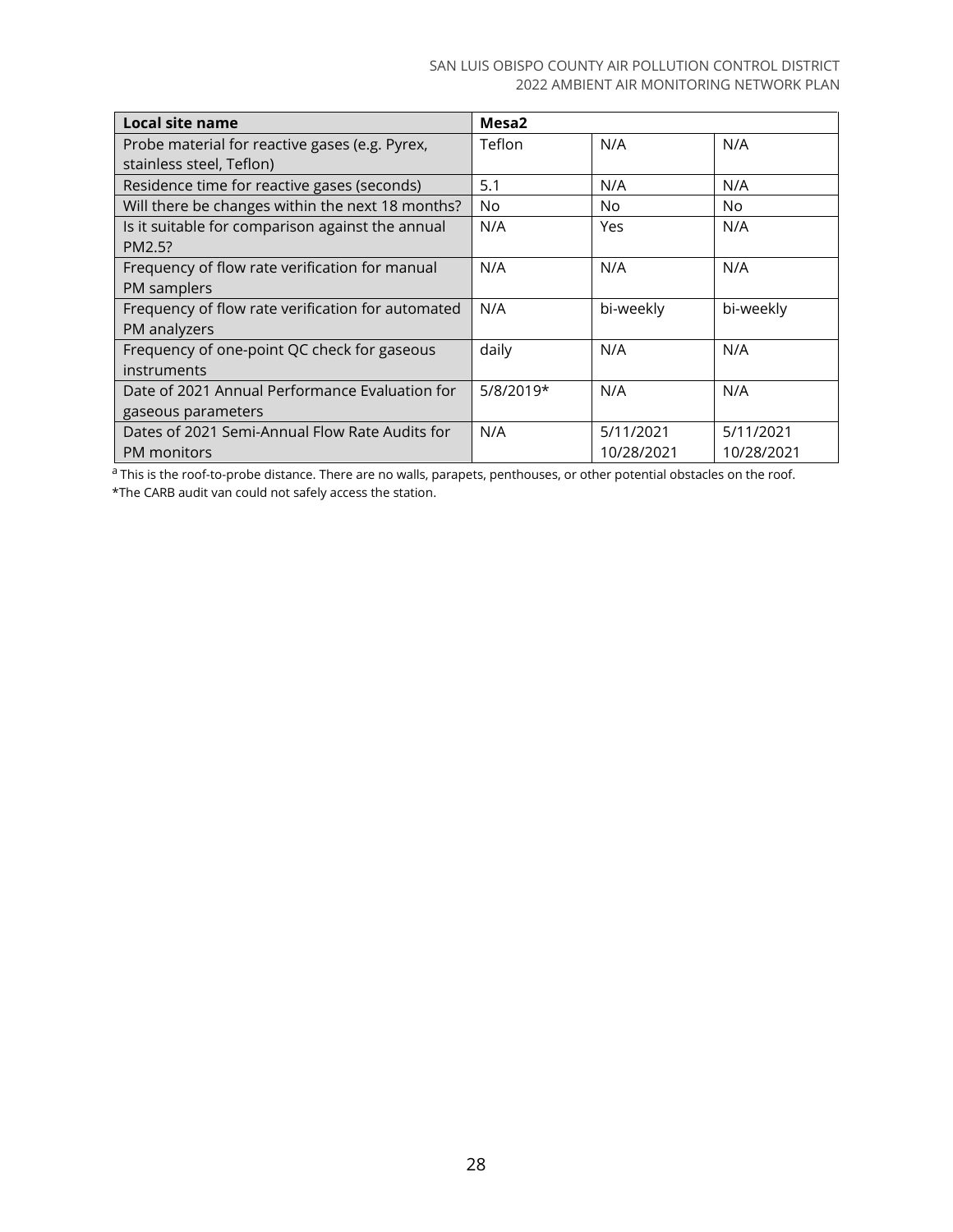| Local site name | Mesa2 | | |
| --- | --- | --- | --- |
| Probe material for reactive gases (e.g. Pyrex, stainless steel, Teflon) | Teflon | N/A | N/A |
| Residence time for reactive gases (seconds) | 5.1 | N/A | N/A |
| Will there be changes within the next 18 months? | No | No | No |
| Is it suitable for comparison against the annual PM2.5? | N/A | Yes | N/A |
| Frequency of flow rate verification for manual PM samplers | N/A | N/A | N/A |
| Frequency of flow rate verification for automated PM analyzers | N/A | bi-weekly | bi-weekly |
| Frequency of one-point QC check for gaseous instruments | daily | N/A | N/A |
| Date of 2021 Annual Performance Evaluation for gaseous parameters | 5/8/2019* | N/A | N/A |
| Dates of 2021 Semi-Annual Flow Rate Audits for PM monitors | N/A | 5/11/2021 10/28/2021 | 5/11/2021 10/28/2021 |

[a] This is the roof-to-probe distance. There are no walls, parapets, penthouses, or other potential obstacles on the roof.

*The CARB audit van could not safely access the station.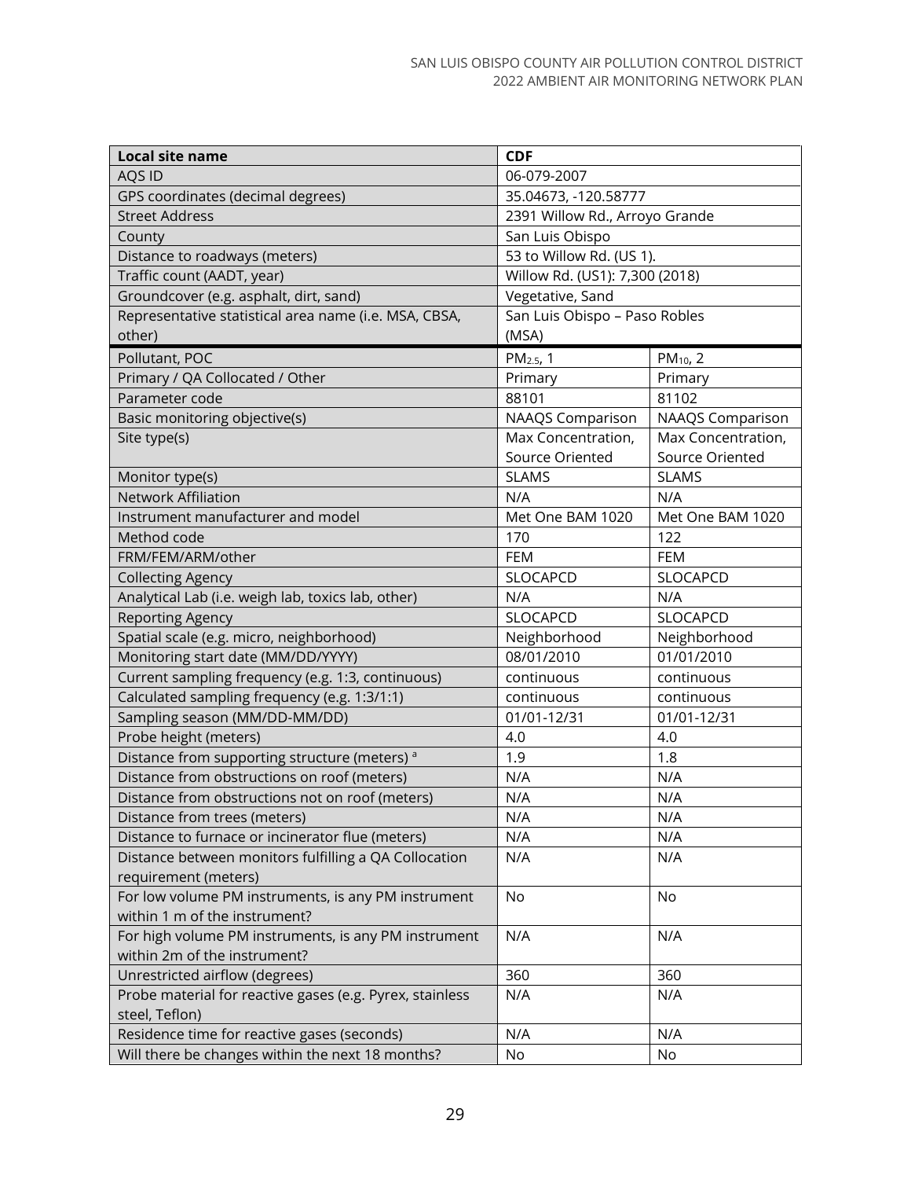| Local site name | CDF | |
|---|---|---|
| AQS ID | 06-079-2007 | |
| GPS coordinates (decimal degrees) | 35.04673, -120.58777 | |
| Street Address | 2391 Willow Rd., Arroyo Grande | |
| County | San Luis Obispo | |
| Distance to roadways (meters) | 53 to Willow Rd. (US 1). | |
| Traffic count (AADT, year) | Willow Rd. (US1): 7,300 (2018) | |
| Groundcover (e.g. asphalt, dirt, sand) | Vegetative, Sand | |
| Representative statistical area name (i.e. MSA, CBSA, other) | San Luis Obispo – Paso Robles (MSA) | |
| Pollutant, POC | $PM_{2.5}$, 1 | $PM_{10}$, 2 |
| Primary / QA Collocated / Other | Primary | Primary |
| Parameter code | 88101 | 81102 |
| Basic monitoring objective(s) | NAAQS Comparison | NAAQS Comparison |
| Site type(s) | Max Concentration, Source Oriented | Max Concentration, Source Oriented |
| Monitor type(s) | SLAMS | SLAMS |
| Network Affiliation | N/A | N/A |
| Instrument manufacturer and model | Met One BAM 1020 | Met One BAM 1020 |
| Method code | 170 | 122 |
| FRM/FEM/ARM/other | FEM | FEM |
| Collecting Agency | SLOCAPCD | SLOCAPCD |
| Analytical Lab (i.e. weigh lab, toxics lab, other) | N/A | N/A |
| Reporting Agency | SLOCAPCD | SLOCAPCD |
| Spatial scale (e.g. micro, neighborhood) | Neighborhood | Neighborhood |
| Monitoring start date (MM/DD/YYYY) | 08/01/2010 | 01/01/2010 |
| Current sampling frequency (e.g. 1:3, continuous) | continuous | continuous |
| Calculated sampling frequency (e.g. 1:3/1:1) | continuous | continuous |
| Sampling season (MM/DD-MM/DD) | 01/01-12/31 | 01/01-12/31 |
| Probe height (meters) | 4.0 | 4.0 |
| Distance from supporting structure (meters) [a] | 1.9 | 1.8 |
| Distance from obstructions on roof (meters) | N/A | N/A |
| Distance from obstructions not on roof (meters) | N/A | N/A |
| Distance from trees (meters) | N/A | N/A |
| Distance to furnace or incinerator flue (meters) | N/A | N/A |
| Distance between monitors fulfilling a QA Collocation requirement (meters) | N/A | N/A |
| For low volume PM instruments, is any PM instrument within 1 m of the instrument? | No | No |
| For high volume PM instruments, is any PM instrument within 2m of the instrument? | N/A | N/A |
| Unrestricted airflow (degrees) | 360 | 360 |
| Probe material for reactive gases (e.g. Pyrex, stainless steel, Teflon) | N/A | N/A |
| Residence time for reactive gases (seconds) | N/A | N/A |
| Will there be changes within the next 18 months? | No | No |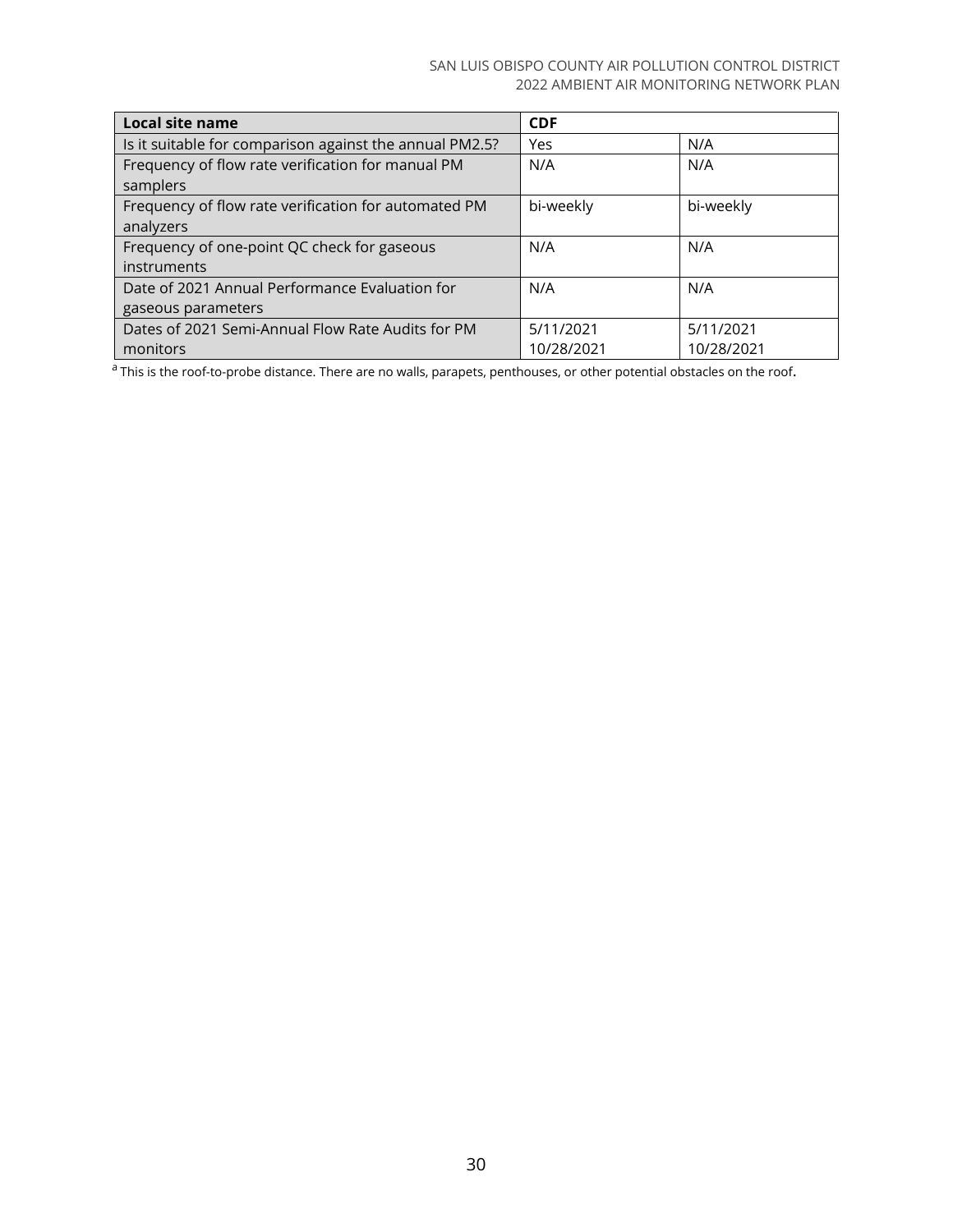| Local site name | CDF | |
|---|---|---|
| Is it suitable for comparison against the annual PM2.5? | Yes | N/A |
| Frequency of flow rate verification for manual PM samplers | N/A | N/A |
| Frequency of flow rate verification for automated PM analyzers | bi-weekly | bi-weekly |
| Frequency of one-point QC check for gaseous instruments | N/A | N/A |
| Date of 2021 Annual Performance Evaluation for gaseous parameters | N/A | N/A |
| Dates of 2021 Semi-Annual Flow Rate Audits for PM monitors | 5/11/2021<br>10/28/2021 | 5/11/2021<br>10/28/2021 |

[a] This is the roof-to-probe distance. There are no walls, parapets, penthouses, or other potential obstacles on the roof.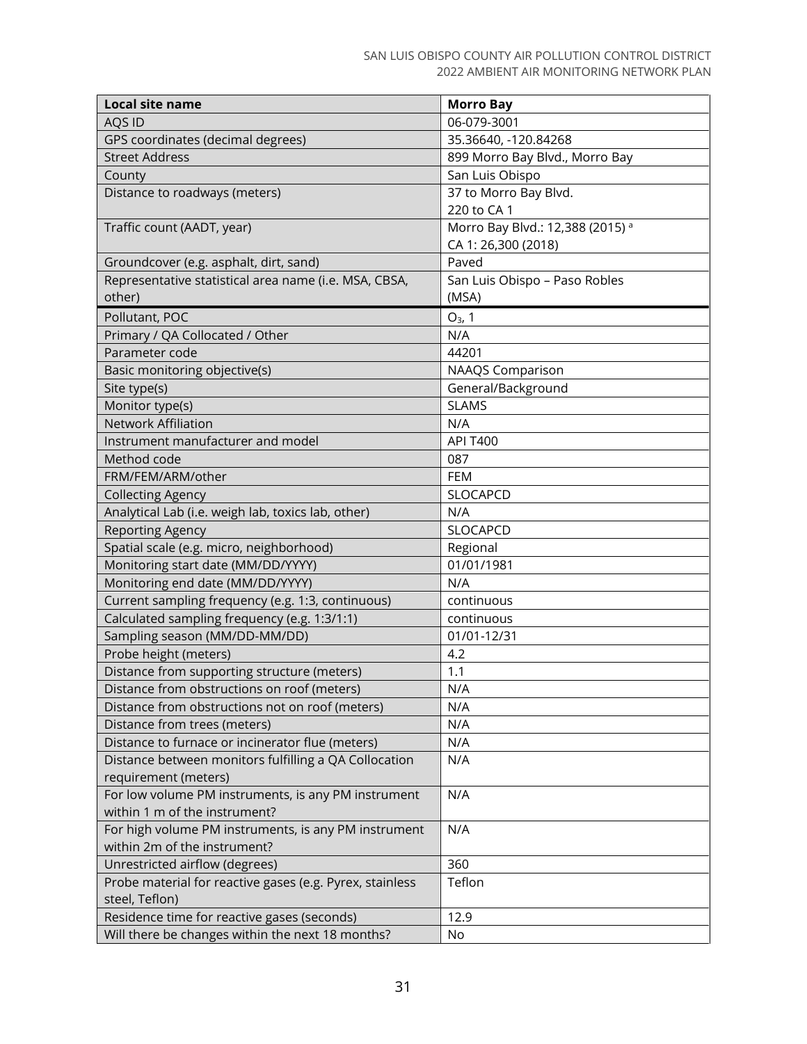| Local site name | Morro Bay |
|---|---|
| AQS ID | 06-079-3001 |
| GPS coordinates (decimal degrees) | 35.36640, -120.84268 |
| Street Address | 899 Morro Bay Blvd., Morro Bay |
| County | San Luis Obispo |
| Distance to roadways (meters) | 37 to Morro Bay Blvd.<br>220 to CA 1 |
| Traffic count (AADT, year) | Morro Bay Blvd.: 12,388 (2015) [a]<br>CA 1: 26,300 (2018) |
| Groundcover (e.g. asphalt, dirt, sand) | Paved |
| Representative statistical area name (i.e. MSA, CBSA, other) | San Luis Obispo – Paso Robles (MSA) |
| Pollutant, POC | $O_3$, 1 |
| Primary / QA Collocated / Other | N/A |
| Parameter code | 44201 |
| Basic monitoring objective(s) | NAAQS Comparison |
| Site type(s) | General/Background |
| Monitor type(s) | SLAMS |
| Network Affiliation | N/A |
| Instrument manufacturer and model | API T400 |
| Method code | 087 |
| FRM/FEM/ARM/other | FEM |
| Collecting Agency | SLOCAPCD |
| Analytical Lab (i.e. weigh lab, toxics lab, other) | N/A |
| Reporting Agency | SLOCAPCD |
| Spatial scale (e.g. micro, neighborhood) | Regional |
| Monitoring start date (MM/DD/YYYY) | 01/01/1981 |
| Monitoring end date (MM/DD/YYYY) | N/A |
| Current sampling frequency (e.g. 1:3, continuous) | continuous |
| Calculated sampling frequency (e.g. 1:3/1:1) | continuous |
| Sampling season (MM/DD-MM/DD) | 01/01-12/31 |
| Probe height (meters) | 4.2 |
| Distance from supporting structure (meters) | 1.1 |
| Distance from obstructions on roof (meters) | N/A |
| Distance from obstructions not on roof (meters) | N/A |
| Distance from trees (meters) | N/A |
| Distance to furnace or incinerator flue (meters) | N/A |
| Distance between monitors fulfilling a QA Collocation requirement (meters) | N/A |
| For low volume PM instruments, is any PM instrument within 1 m of the instrument? | N/A |
| For high volume PM instruments, is any PM instrument within 2m of the instrument? | N/A |
| Unrestricted airflow (degrees) | 360 |
| Probe material for reactive gases (e.g. Pyrex, stainless steel, Teflon) | Teflon |
| Residence time for reactive gases (seconds) | 12.9 |
| Will there be changes within the next 18 months? | No |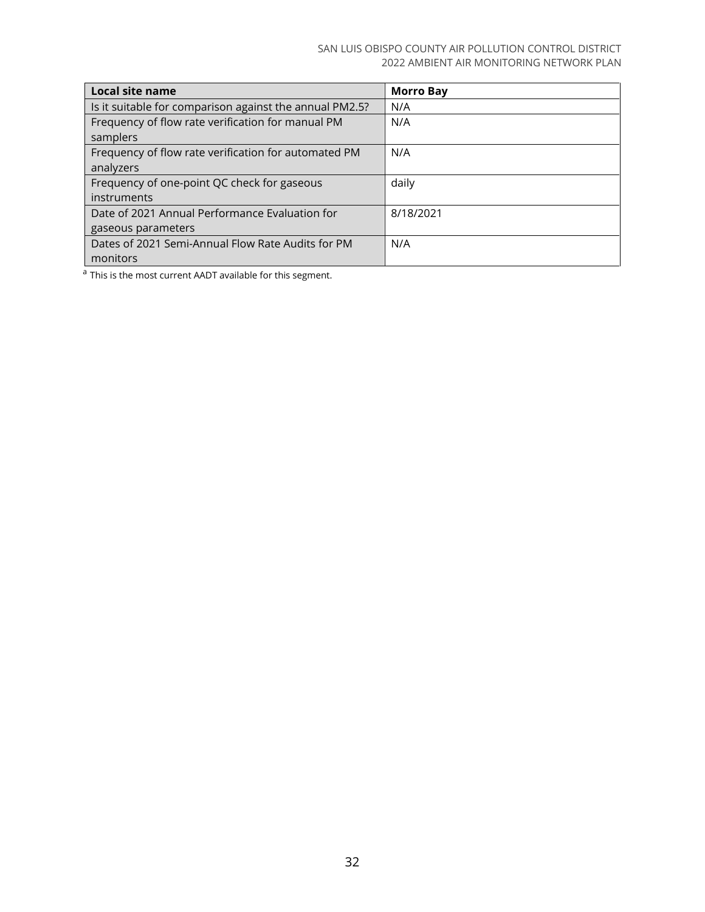| Local site name | Morro Bay |
|---|---|
| Is it suitable for comparison against the annual PM2.5? | N/A |
| Frequency of flow rate verification for manual PM samplers | N/A |
| Frequency of flow rate verification for automated PM analyzers | N/A |
| Frequency of one-point QC check for gaseous instruments | daily |
| Date of 2021 Annual Performance Evaluation for gaseous parameters | 8/18/2021 |
| Dates of 2021 Semi-Annual Flow Rate Audits for PM monitors | N/A |

[a] This is the most current AADT available for this segment.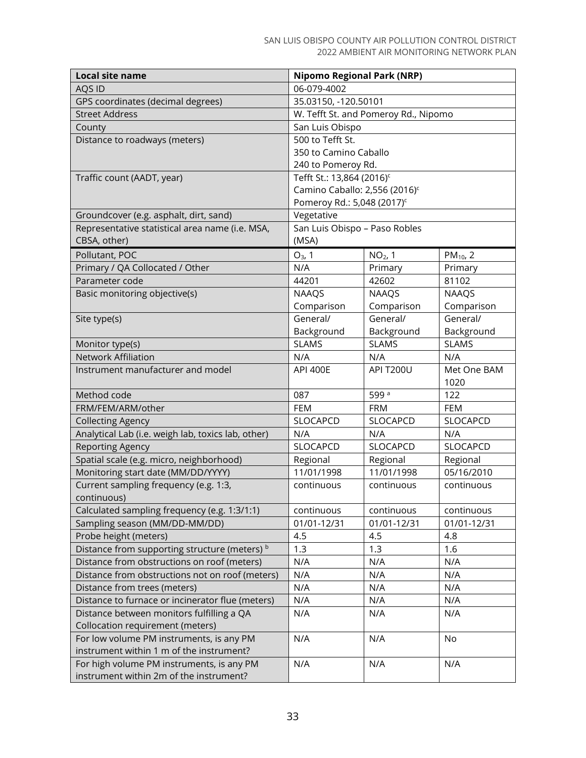| Local site name | Nipomo Regional Park (NRP) | | |
|---|---|---|---|
| AQS ID | 06-079-4002 | | |
| GPS coordinates (decimal degrees) | 35.03150, -120.50101 | | |
| Street Address | W. Tefft St. and Pomeroy Rd., Nipomo | | |
| County | San Luis Obispo | | |
| Distance to roadways (meters) | 500 to Tefft St.<br>350 to Camino Caballo<br>240 to Pomeroy Rd. | | |
| Traffic count (AADT, year) | Tefft St.: 13,864 (2016)[c]<br>Camino Caballo: 2,556 (2016)[c]<br>Pomeroy Rd.: 5,048 (2017)[c] | | |
| Groundcover (e.g. asphalt, dirt, sand) | Vegetative | | |
| Representative statistical area name (i.e. MSA, CBSA, other) | San Luis Obispo – Paso Robles (MSA) | | |
| Pollutant, POC | $O_3$, 1 | $NO_2$, 1 | $PM_{10}$, 2 |
| Primary / QA Collocated / Other | N/A | Primary | Primary |
| Parameter code | 44201 | 42602 | 81102 |
| Basic monitoring objective(s) | NAAQS Comparison | NAAQS Comparison | NAAQS Comparison |
| Site type(s) | General/ Background | General/ Background | General/ Background |
| Monitor type(s) | SLAMS | SLAMS | SLAMS |
| Network Affiliation | N/A | N/A | N/A |
| Instrument manufacturer and model | API 400E | API T200U | Met One BAM 1020 |
| Method code | 087 | 599 [a] | 122 |
| FRM/FEM/ARM/other | FEM | FRM | FEM |
| Collecting Agency | SLOCAPCD | SLOCAPCD | SLOCAPCD |
| Analytical Lab (i.e. weigh lab, toxics lab, other) | N/A | N/A | N/A |
| Reporting Agency | SLOCAPCD | SLOCAPCD | SLOCAPCD |
| Spatial scale (e.g. micro, neighborhood) | Regional | Regional | Regional |
| Monitoring start date (MM/DD/YYYY) | 11/01/1998 | 11/01/1998 | 05/16/2010 |
| Current sampling frequency (e.g. 1:3, continuous) | continuous | continuous | continuous |
| Calculated sampling frequency (e.g. 1:3/1:1) | continuous | continuous | continuous |
| Sampling season (MM/DD-MM/DD) | 01/01-12/31 | 01/01-12/31 | 01/01-12/31 |
| Probe height (meters) | 4.5 | 4.5 | 4.8 |
| Distance from supporting structure (meters) [b] | 1.3 | 1.3 | 1.6 |
| Distance from obstructions on roof (meters) | N/A | N/A | N/A |
| Distance from obstructions not on roof (meters) | N/A | N/A | N/A |
| Distance from trees (meters) | N/A | N/A | N/A |
| Distance to furnace or incinerator flue (meters) | N/A | N/A | N/A |
| Distance between monitors fulfilling a QA Collocation requirement (meters) | N/A | N/A | N/A |
| For low volume PM instruments, is any PM instrument within 1 m of the instrument? | N/A | N/A | No |
| For high volume PM instruments, is any PM instrument within 2m of the instrument? | N/A | N/A | N/A |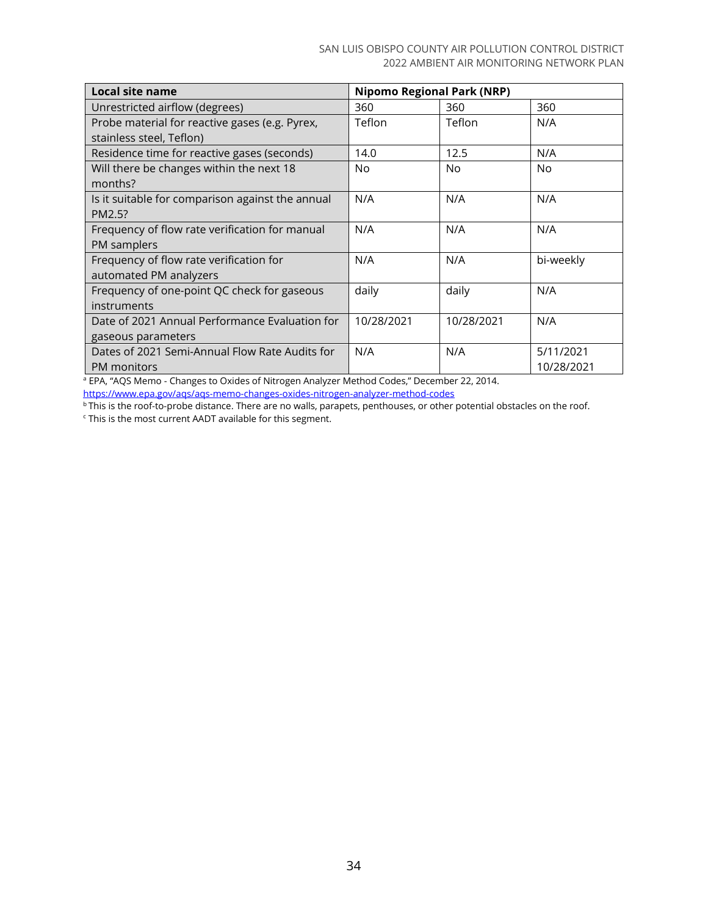| Local site name | Nipomo Regional Park (NRP) | | |
|---|---|---|---|
| Unrestricted airflow (degrees) | 360 | 360 | 360 |
| Probe material for reactive gases (e.g. Pyrex, stainless steel, Teflon) | Teflon | Teflon | N/A |
| Residence time for reactive gases (seconds) | 14.0 | 12.5 | N/A |
| Will there be changes within the next 18 months? | No | No | No |
| Is it suitable for comparison against the annual PM2.5? | N/A | N/A | N/A |
| Frequency of flow rate verification for manual PM samplers | N/A | N/A | N/A |
| Frequency of flow rate verification for automated PM analyzers | N/A | N/A | bi-weekly |
| Frequency of one-point QC check for gaseous instruments | daily | daily | N/A |
| Date of 2021 Annual Performance Evaluation for gaseous parameters | 10/28/2021 | 10/28/2021 | N/A |
| Dates of 2021 Semi-Annual Flow Rate Audits for PM monitors | N/A | N/A | 5/11/2021<br>10/28/2021 |

[a] EPA, "AQS Memo - Changes to Oxides of Nitrogen Analyzer Method Codes," December 22, 2014. https://www.epa.gov/aqs/aqs-memo-changes-oxides-nitrogen-analyzer-method-codes

[b] This is the roof-to-probe distance. There are no walls, parapets, penthouses, or other potential obstacles on the roof.

[c] This is the most current AADT available for this segment.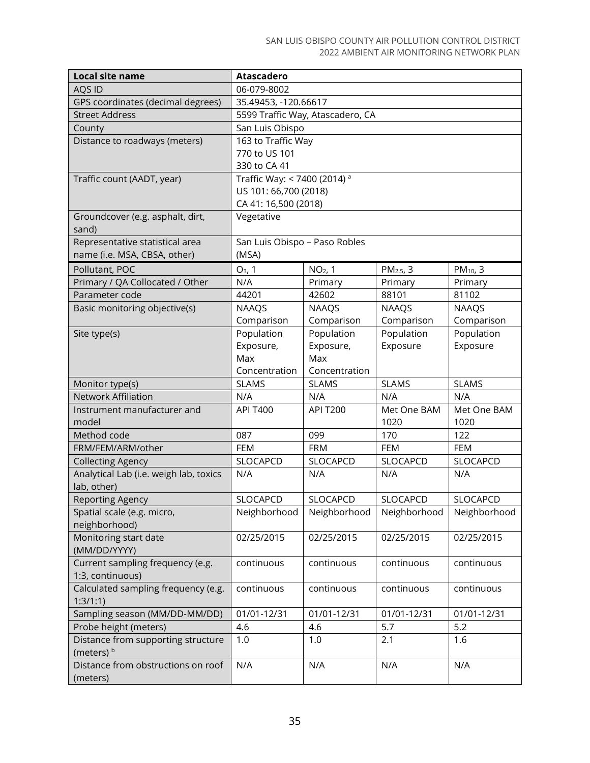| Local site name | Atascadero | | | |
| --- | --- | --- | --- | --- |
| AQS ID | 06-079-8002 | | | |
| GPS coordinates (decimal degrees) | 35.49453, -120.66617 | | | |
| Street Address | 5599 Traffic Way, Atascadero, CA | | | |
| County | San Luis Obispo | | | |
| Distance to roadways (meters) | 163 to Traffic Way<br>770 to US 101<br>330 to CA 41 | | | |
| Traffic count (AADT, year) | Traffic Way: < 7400 (2014) [a]<br>US 101: 66,700 (2018)<br>CA 41: 16,500 (2018) | | | |
| Groundcover (e.g. asphalt, dirt, sand) | Vegetative | | | |
| Representative statistical area name (i.e. MSA, CBSA, other) | San Luis Obispo – Paso Robles (MSA) | | | |
| Pollutant, POC | $O_3$, 1 | $NO_2$, 1 | $PM_{2.5}$, 3 | $PM_{10}$, 3 |
| Primary / QA Collocated / Other | N/A | Primary | Primary | Primary |
| Parameter code | 44201 | 42602 | 88101 | 81102 |
| Basic monitoring objective(s) | NAAQS Comparison | NAAQS Comparison | NAAQS Comparison | NAAQS Comparison |
| Site type(s) | Population Exposure, Max Concentration | Population Exposure, Max Concentration | Population Exposure | Population Exposure |
| Monitor type(s) | SLAMS | SLAMS | SLAMS | SLAMS |
| Network Affiliation | N/A | N/A | N/A | N/A |
| Instrument manufacturer and model | API T400 | API T200 | Met One BAM 1020 | Met One BAM 1020 |
| Method code | 087 | 099 | 170 | 122 |
| FRM/FEM/ARM/other | FEM | FRM | FEM | FEM |
| Collecting Agency | SLOCAPCD | SLOCAPCD | SLOCAPCD | SLOCAPCD |
| Analytical Lab (i.e. weigh lab, toxics lab, other) | N/A | N/A | N/A | N/A |
| Reporting Agency | SLOCAPCD | SLOCAPCD | SLOCAPCD | SLOCAPCD |
| Spatial scale (e.g. micro, neighborhood) | Neighborhood | Neighborhood | Neighborhood | Neighborhood |
| Monitoring start date (MM/DD/YYYY) | 02/25/2015 | 02/25/2015 | 02/25/2015 | 02/25/2015 |
| Current sampling frequency (e.g. 1:3, continuous) | continuous | continuous | continuous | continuous |
| Calculated sampling frequency (e.g. 1:3/1:1) | continuous | continuous | continuous | continuous |
| Sampling season (MM/DD-MM/DD) | 01/01-12/31 | 01/01-12/31 | 01/01-12/31 | 01/01-12/31 |
| Probe height (meters) | 4.6 | 4.6 | 5.7 | 5.2 |
| Distance from supporting structure (meters) [b] | 1.0 | 1.0 | 2.1 | 1.6 |
| Distance from obstructions on roof (meters) | N/A | N/A | N/A | N/A |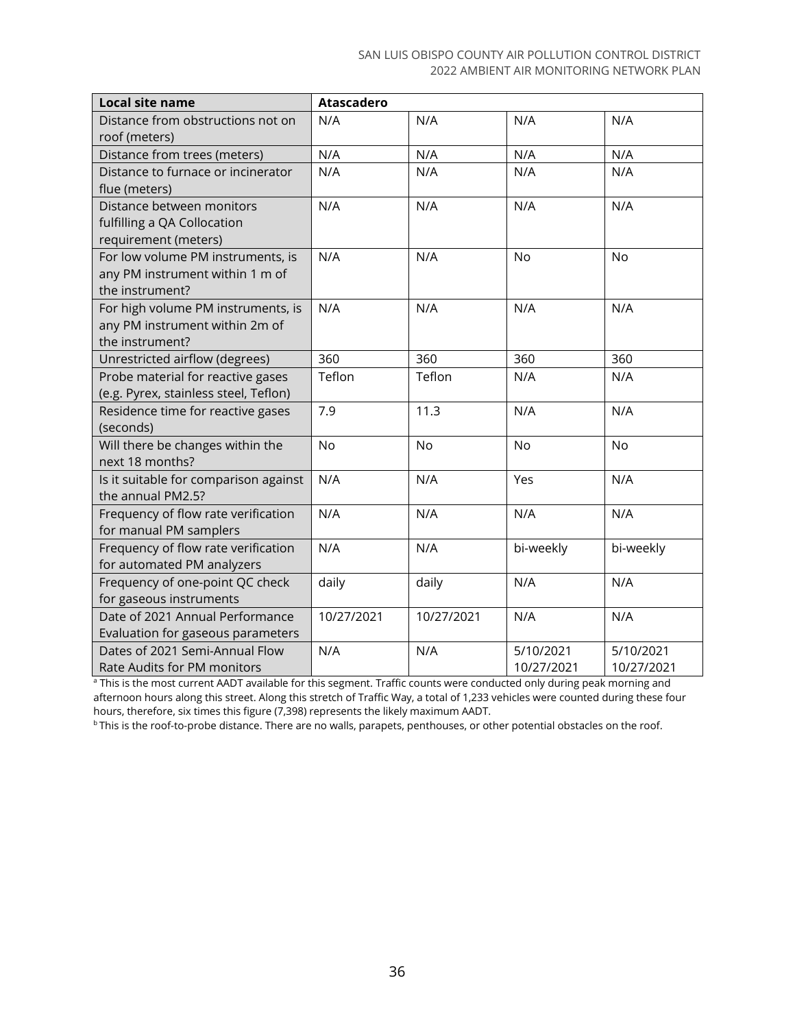| Local site name | Atascadero | | | |
|---|---|---|---|---|
| Distance from obstructions not on roof (meters) | N/A | N/A | N/A | N/A |
| Distance from trees (meters) | N/A | N/A | N/A | N/A |
| Distance to furnace or incinerator flue (meters) | N/A | N/A | N/A | N/A |
| Distance between monitors fulfilling a QA Collocation requirement (meters) | N/A | N/A | N/A | N/A |
| For low volume PM instruments, is any PM instrument within 1 m of the instrument? | N/A | N/A | No | No |
| For high volume PM instruments, is any PM instrument within 2m of the instrument? | N/A | N/A | N/A | N/A |
| Unrestricted airflow (degrees) | 360 | 360 | 360 | 360 |
| Probe material for reactive gases (e.g. Pyrex, stainless steel, Teflon) | Teflon | Teflon | N/A | N/A |
| Residence time for reactive gases (seconds) | 7.9 | 11.3 | N/A | N/A |
| Will there be changes within the next 18 months? | No | No | No | No |
| Is it suitable for comparison against the annual PM2.5? | N/A | N/A | Yes | N/A |
| Frequency of flow rate verification for manual PM samplers | N/A | N/A | N/A | N/A |
| Frequency of flow rate verification for automated PM analyzers | N/A | N/A | bi-weekly | bi-weekly |
| Frequency of one-point QC check for gaseous instruments | daily | daily | N/A | N/A |
| Date of 2021 Annual Performance Evaluation for gaseous parameters | 10/27/2021 | 10/27/2021 | N/A | N/A |
| Dates of 2021 Semi-Annual Flow Rate Audits for PM monitors | N/A | N/A | 5/10/2021 10/27/2021 | 5/10/2021 10/27/2021 |

[a] This is the most current AADT available for this segment. Traffic counts were conducted only during peak morning and afternoon hours along this street. Along this stretch of Traffic Way, a total of 1,233 vehicles were counted during these four hours, therefore, six times this figure (7,398) represents the likely maximum AADT.

[b] This is the roof-to-probe distance. There are no walls, parapets, penthouses, or other potential obstacles on the roof.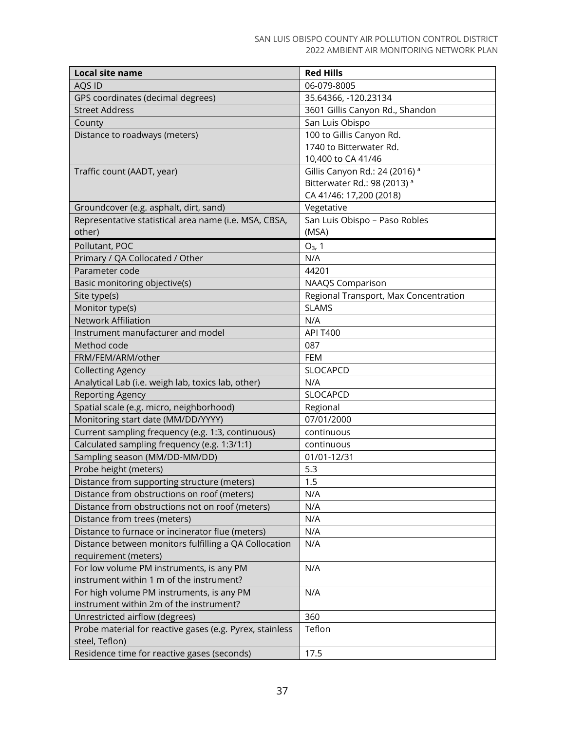| Local site name | Red Hills |
|---|---|
| AQS ID | 06-079-8005 |
| GPS coordinates (decimal degrees) | 35.64366, -120.23134 |
| Street Address | 3601 Gillis Canyon Rd., Shandon |
| County | San Luis Obispo |
| Distance to roadways (meters) | 100 to Gillis Canyon Rd.<br>1740 to Bitterwater Rd.<br>10,400 to CA 41/46 |
| Traffic count (AADT, year) | Gillis Canyon Rd.: 24 (2016) [a]<br>Bitterwater Rd.: 98 (2013) [a]<br>CA 41/46: 17,200 (2018) |
| Groundcover (e.g. asphalt, dirt, sand) | Vegetative |
| Representative statistical area name (i.e. MSA, CBSA, other) | San Luis Obispo – Paso Robles (MSA) |
| Pollutant, POC | $O_3$, 1 |
| Primary / QA Collocated / Other | N/A |
| Parameter code | 44201 |
| Basic monitoring objective(s) | NAAQS Comparison |
| Site type(s) | Regional Transport, Max Concentration |
| Monitor type(s) | SLAMS |
| Network Affiliation | N/A |
| Instrument manufacturer and model | API T400 |
| Method code | 087 |
| FRM/FEM/ARM/other | FEM |
| Collecting Agency | SLOCAPCD |
| Analytical Lab (i.e. weigh lab, toxics lab, other) | N/A |
| Reporting Agency | SLOCAPCD |
| Spatial scale (e.g. micro, neighborhood) | Regional |
| Monitoring start date (MM/DD/YYYY) | 07/01/2000 |
| Current sampling frequency (e.g. 1:3, continuous) | continuous |
| Calculated sampling frequency (e.g. 1:3/1:1) | continuous |
| Sampling season (MM/DD-MM/DD) | 01/01-12/31 |
| Probe height (meters) | 5.3 |
| Distance from supporting structure (meters) | 1.5 |
| Distance from obstructions on roof (meters) | N/A |
| Distance from obstructions not on roof (meters) | N/A |
| Distance from trees (meters) | N/A |
| Distance to furnace or incinerator flue (meters) | N/A |
| Distance between monitors fulfilling a QA Collocation requirement (meters) | N/A |
| For low volume PM instruments, is any PM instrument within 1 m of the instrument? | N/A |
| For high volume PM instruments, is any PM instrument within 2m of the instrument? | N/A |
| Unrestricted airflow (degrees) | 360 |
| Probe material for reactive gases (e.g. Pyrex, stainless steel, Teflon) | Teflon |
| Residence time for reactive gases (seconds) | 17.5 |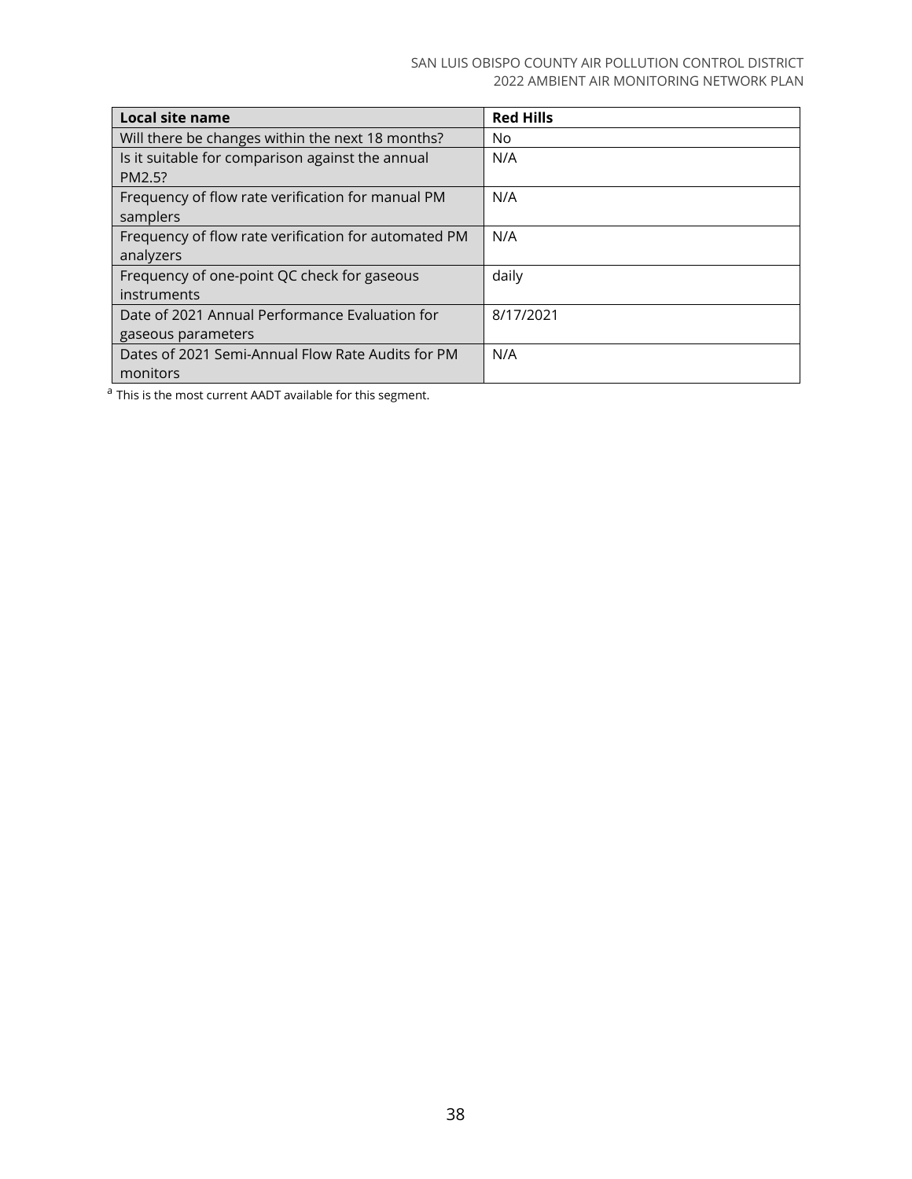| Local site name | Red Hills |
| --- | --- |
| Will there be changes within the next 18 months? | No |
| Is it suitable for comparison against the annual PM2.5? | N/A |
| Frequency of flow rate verification for manual PM samplers | N/A |
| Frequency of flow rate verification for automated PM analyzers | N/A |
| Frequency of one-point QC check for gaseous instruments | daily |
| Date of 2021 Annual Performance Evaluation for gaseous parameters | 8/17/2021 |
| Dates of 2021 Semi-Annual Flow Rate Audits for PM monitors | N/A |

[a] This is the most current AADT available for this segment.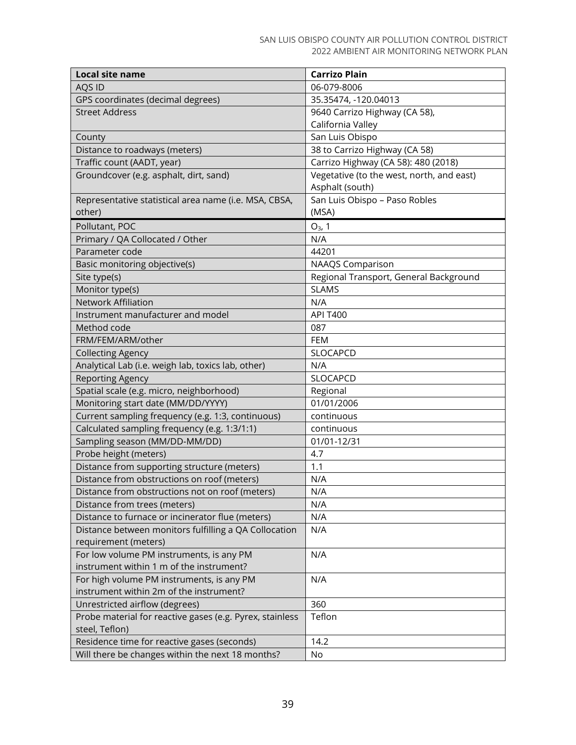| Local site name | Carrizo Plain |
|---|---|
| AQS ID | 06-079-8006 |
| GPS coordinates (decimal degrees) | 35.35474, -120.04013 |
| Street Address | 9640 Carrizo Highway (CA 58), California Valley |
| County | San Luis Obispo |
| Distance to roadways (meters) | 38 to Carrizo Highway (CA 58) |
| Traffic count (AADT, year) | Carrizo Highway (CA 58): 480 (2018) |
| Groundcover (e.g. asphalt, dirt, sand) | Vegetative (to the west, north, and east) Asphalt (south) |
| Representative statistical area name (i.e. MSA, CBSA, other) | San Luis Obispo – Paso Robles (MSA) |
| Pollutant, POC | $O_3$, 1 |
| Primary / QA Collocated / Other | N/A |
| Parameter code | 44201 |
| Basic monitoring objective(s) | NAAQS Comparison |
| Site type(s) | Regional Transport, General Background |
| Monitor type(s) | SLAMS |
| Network Affiliation | N/A |
| Instrument manufacturer and model | API T400 |
| Method code | 087 |
| FRM/FEM/ARM/other | FEM |
| Collecting Agency | SLOCAPCD |
| Analytical Lab (i.e. weigh lab, toxics lab, other) | N/A |
| Reporting Agency | SLOCAPCD |
| Spatial scale (e.g. micro, neighborhood) | Regional |
| Monitoring start date (MM/DD/YYYY) | 01/01/2006 |
| Current sampling frequency (e.g. 1:3, continuous) | continuous |
| Calculated sampling frequency (e.g. 1:3/1:1) | continuous |
| Sampling season (MM/DD-MM/DD) | 01/01-12/31 |
| Probe height (meters) | 4.7 |
| Distance from supporting structure (meters) | 1.1 |
| Distance from obstructions on roof (meters) | N/A |
| Distance from obstructions not on roof (meters) | N/A |
| Distance from trees (meters) | N/A |
| Distance to furnace or incinerator flue (meters) | N/A |
| Distance between monitors fulfilling a QA Collocation requirement (meters) | N/A |
| For low volume PM instruments, is any PM instrument within 1 m of the instrument? | N/A |
| For high volume PM instruments, is any PM instrument within 2m of the instrument? | N/A |
| Unrestricted airflow (degrees) | 360 |
| Probe material for reactive gases (e.g. Pyrex, stainless steel, Teflon) | Teflon |
| Residence time for reactive gases (seconds) | 14.2 |
| Will there be changes within the next 18 months? | No |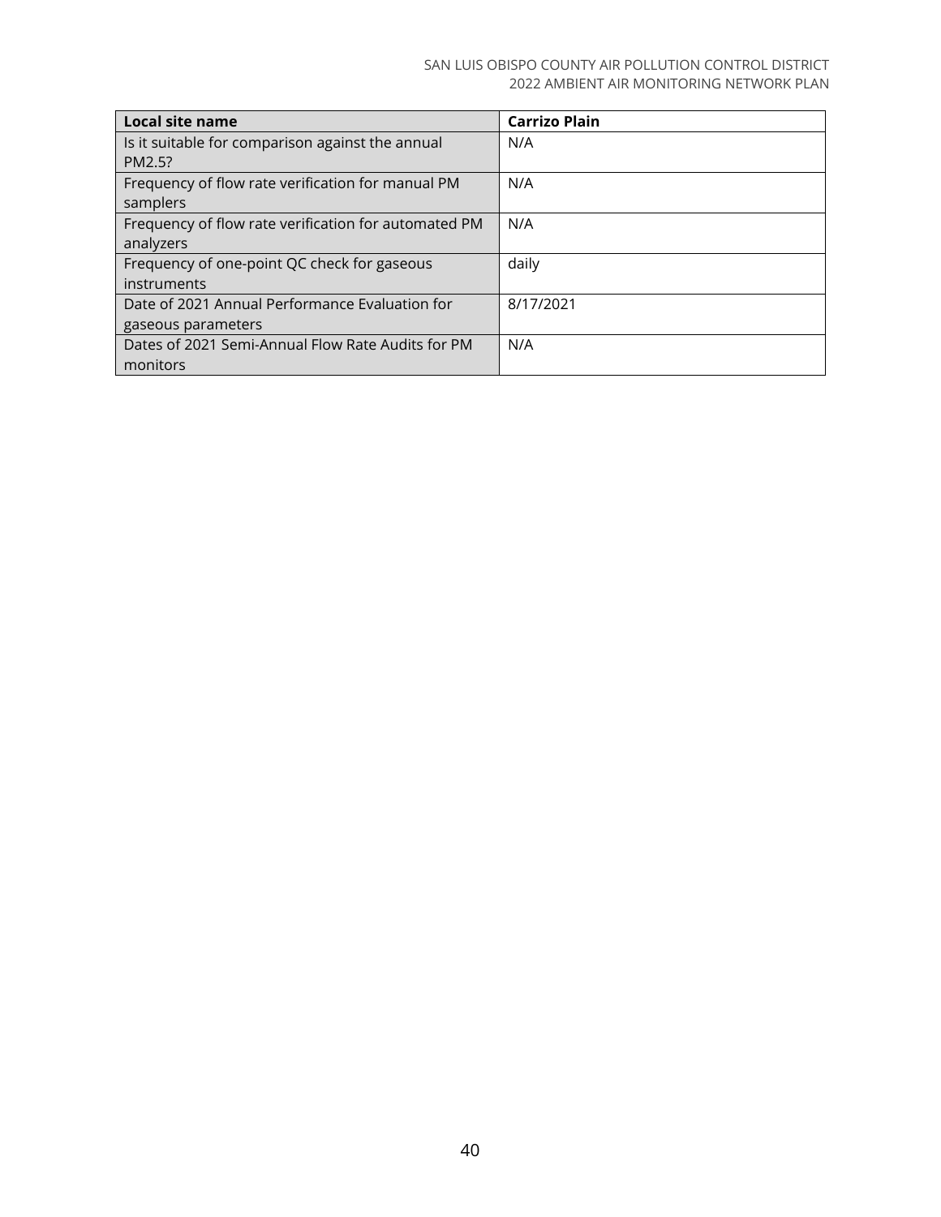| Local site name | Carrizo Plain |
| --- | --- |
| Is it suitable for comparison against the annual PM2.5? | N/A |
| Frequency of flow rate verification for manual PM samplers | N/A |
| Frequency of flow rate verification for automated PM analyzers | N/A |
| Frequency of one-point QC check for gaseous instruments | daily |
| Date of 2021 Annual Performance Evaluation for gaseous parameters | 8/17/2021 |
| Dates of 2021 Semi-Annual Flow Rate Audits for PM monitors | N/A |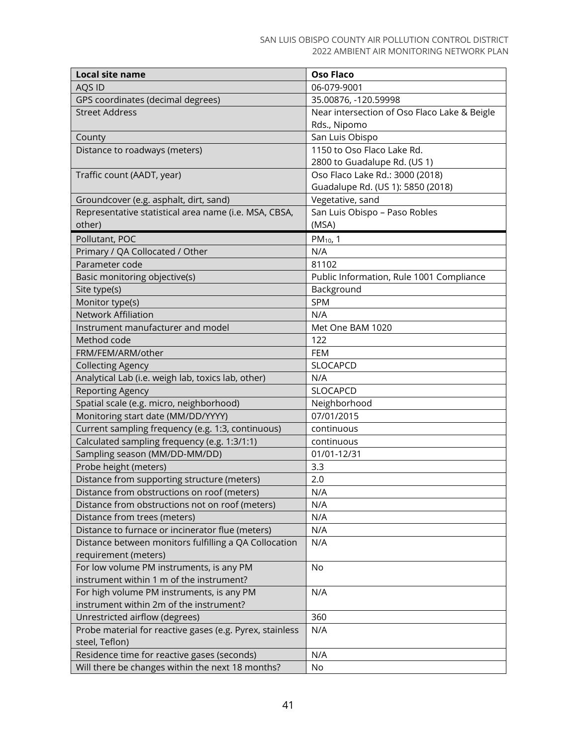| Local site name | Oso Flaco |
|---|---|
| AQS ID | 06-079-9001 |
| GPS coordinates (decimal degrees) | 35.00876, -120.59998 |
| Street Address | Near intersection of Oso Flaco Lake & Beigle Rds., Nipomo |
| County | San Luis Obispo |
| Distance to roadways (meters) | 1150 to Oso Flaco Lake Rd.<br>2800 to Guadalupe Rd. (US 1) |
| Traffic count (AADT, year) | Oso Flaco Lake Rd.: 3000 (2018)<br>Guadalupe Rd. (US 1): 5850 (2018) |
| Groundcover (e.g. asphalt, dirt, sand) | Vegetative, sand |
| Representative statistical area name (i.e. MSA, CBSA, other) | San Luis Obispo – Paso Robles (MSA) |
| Pollutant, POC | $PM_{10}$, 1 |
| Primary / QA Collocated / Other | N/A |
| Parameter code | 81102 |
| Basic monitoring objective(s) | Public Information, Rule 1001 Compliance |
| Site type(s) | Background |
| Monitor type(s) | SPM |
| Network Affiliation | N/A |
| Instrument manufacturer and model | Met One BAM 1020 |
| Method code | 122 |
| FRM/FEM/ARM/other | FEM |
| Collecting Agency | SLOCAPCD |
| Analytical Lab (i.e. weigh lab, toxics lab, other) | N/A |
| Reporting Agency | SLOCAPCD |
| Spatial scale (e.g. micro, neighborhood) | Neighborhood |
| Monitoring start date (MM/DD/YYYY) | 07/01/2015 |
| Current sampling frequency (e.g. 1:3, continuous) | continuous |
| Calculated sampling frequency (e.g. 1:3/1:1) | continuous |
| Sampling season (MM/DD-MM/DD) | 01/01-12/31 |
| Probe height (meters) | 3.3 |
| Distance from supporting structure (meters) | 2.0 |
| Distance from obstructions on roof (meters) | N/A |
| Distance from obstructions not on roof (meters) | N/A |
| Distance from trees (meters) | N/A |
| Distance to furnace or incinerator flue (meters) | N/A |
| Distance between monitors fulfilling a QA Collocation requirement (meters) | N/A |
| For low volume PM instruments, is any PM instrument within 1 m of the instrument? | No |
| For high volume PM instruments, is any PM instrument within 2m of the instrument? | N/A |
| Unrestricted airflow (degrees) | 360 |
| Probe material for reactive gases (e.g. Pyrex, stainless steel, Teflon) | N/A |
| Residence time for reactive gases (seconds) | N/A |
| Will there be changes within the next 18 months? | No |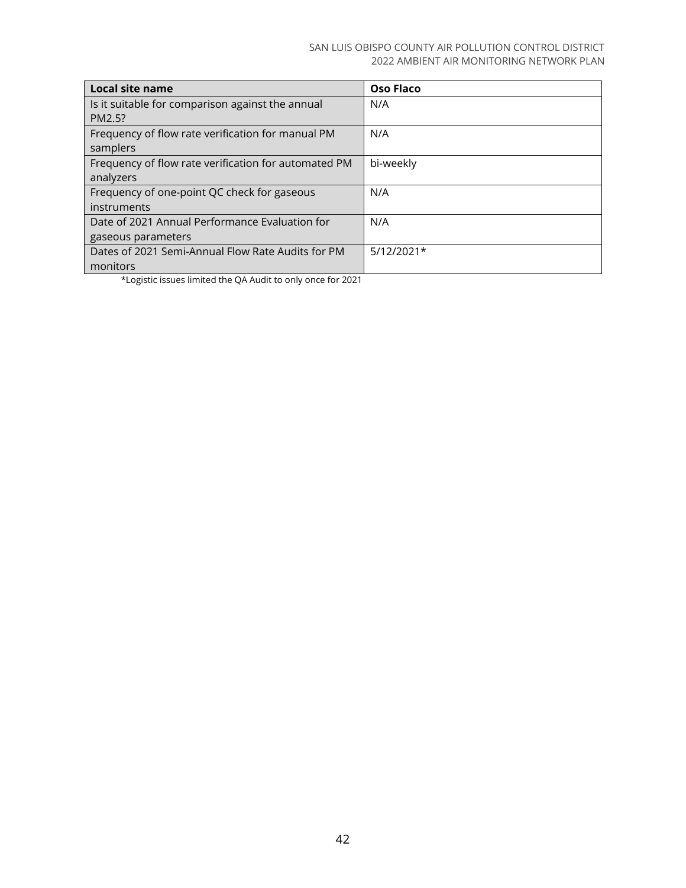| **Local site name** | **Oso Flaco** |
|---|---|
| Is it suitable for comparison against the annual PM2.5? | N/A |
| Frequency of flow rate verification for manual PM samplers | N/A |
| Frequency of flow rate verification for automated PM analyzers | bi-weekly |
| Frequency of one-point QC check for gaseous instruments | N/A |
| Date of 2021 Annual Performance Evaluation for gaseous parameters | N/A |
| Dates of 2021 Semi-Annual Flow Rate Audits for PM monitors | 5/12/2021* |

*Logistic issues limited the QA Audit to only once for 2021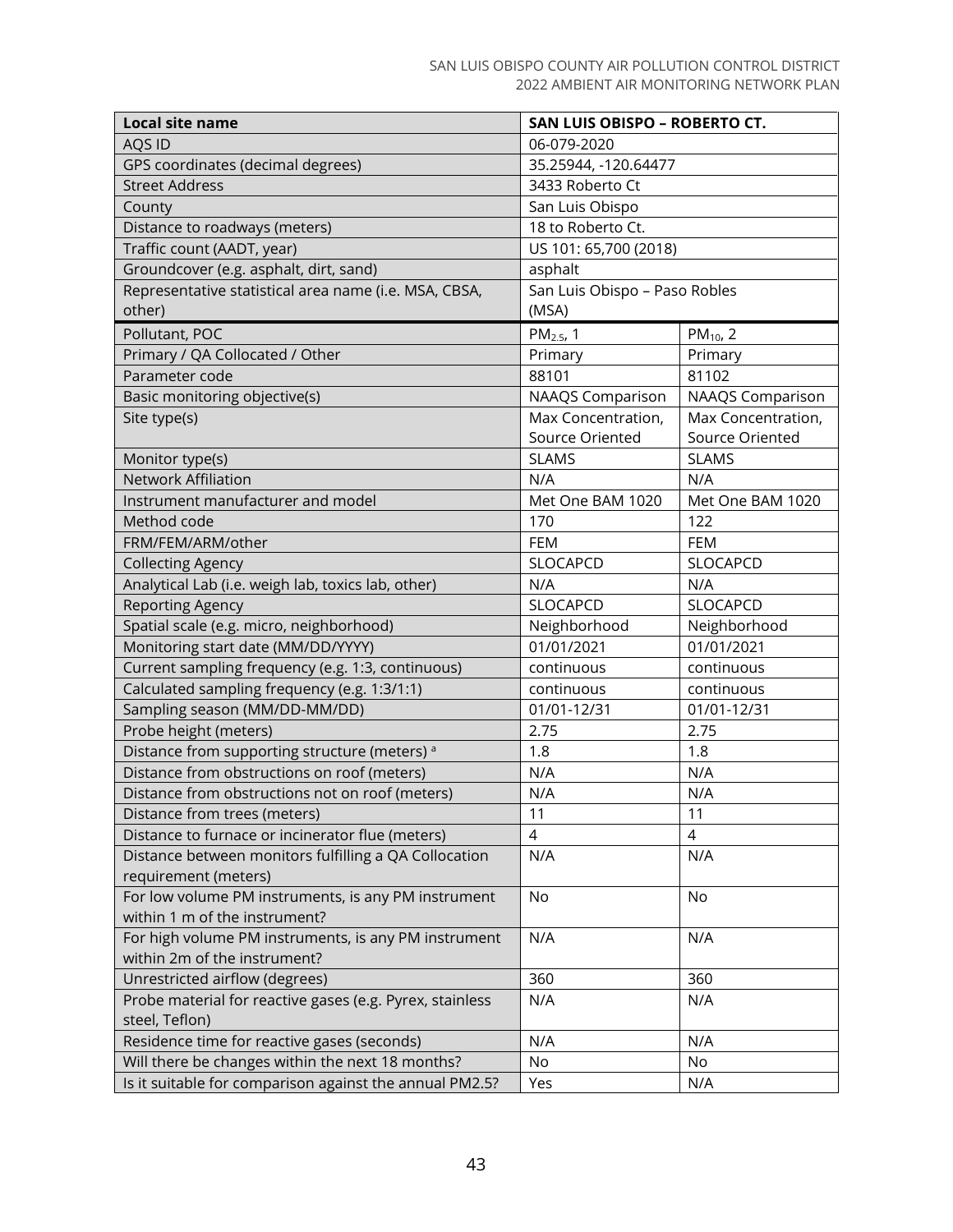| Local site name | SAN LUIS OBISPO – ROBERTO CT. | |
|---|---|---|
| AQS ID | 06-079-2020 | |
| GPS coordinates (decimal degrees) | 35.25944, -120.64477 | |
| Street Address | 3433 Roberto Ct | |
| County | San Luis Obispo | |
| Distance to roadways (meters) | 18 to Roberto Ct. | |
| Traffic count (AADT, year) | US 101: 65,700 (2018) | |
| Groundcover (e.g. asphalt, dirt, sand) | asphalt | |
| Representative statistical area name (i.e. MSA, CBSA, other) | San Luis Obispo – Paso Robles (MSA) | |
| Pollutant, POC | $PM_{2.5}$, 1 | $PM_{10}$, 2 |
| Primary / QA Collocated / Other | Primary | Primary |
| Parameter code | 88101 | 81102 |
| Basic monitoring objective(s) | NAAQS Comparison | NAAQS Comparison |
| Site type(s) | Max Concentration, Source Oriented | Max Concentration, Source Oriented |
| Monitor type(s) | SLAMS | SLAMS |
| Network Affiliation | N/A | N/A |
| Instrument manufacturer and model | Met One BAM 1020 | Met One BAM 1020 |
| Method code | 170 | 122 |
| FRM/FEM/ARM/other | FEM | FEM |
| Collecting Agency | SLOCAPCD | SLOCAPCD |
| Analytical Lab (i.e. weigh lab, toxics lab, other) | N/A | N/A |
| Reporting Agency | SLOCAPCD | SLOCAPCD |
| Spatial scale (e.g. micro, neighborhood) | Neighborhood | Neighborhood |
| Monitoring start date (MM/DD/YYYY) | 01/01/2021 | 01/01/2021 |
| Current sampling frequency (e.g. 1:3, continuous) | continuous | continuous |
| Calculated sampling frequency (e.g. 1:3/1:1) | continuous | continuous |
| Sampling season (MM/DD-MM/DD) | 01/01-12/31 | 01/01-12/31 |
| Probe height (meters) | 2.75 | 2.75 |
| Distance from supporting structure (meters) [a] | 1.8 | 1.8 |
| Distance from obstructions on roof (meters) | N/A | N/A |
| Distance from obstructions not on roof (meters) | N/A | N/A |
| Distance from trees (meters) | 11 | 11 |
| Distance to furnace or incinerator flue (meters) | 4 | 4 |
| Distance between monitors fulfilling a QA Collocation requirement (meters) | N/A | N/A |
| For low volume PM instruments, is any PM instrument within 1 m of the instrument? | No | No |
| For high volume PM instruments, is any PM instrument within 2m of the instrument? | N/A | N/A |
| Unrestricted airflow (degrees) | 360 | 360 |
| Probe material for reactive gases (e.g. Pyrex, stainless steel, Teflon) | N/A | N/A |
| Residence time for reactive gases (seconds) | N/A | N/A |
| Will there be changes within the next 18 months? | No | No |
| Is it suitable for comparison against the annual PM2.5? | Yes | N/A |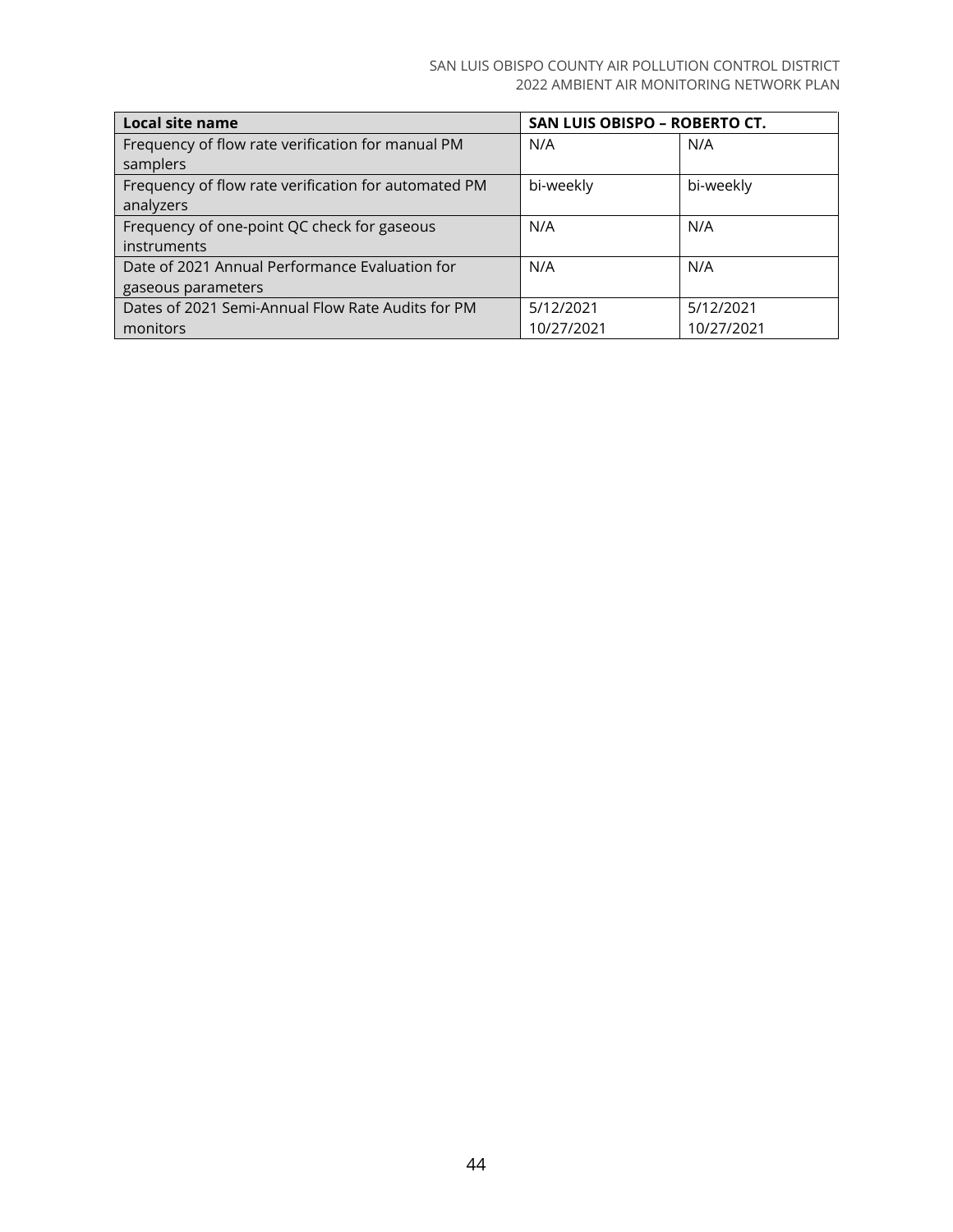| Local site name | SAN LUIS OBISPO – ROBERTO CT. | |
|---|---|---|
| Frequency of flow rate verification for manual PM samplers | N/A | N/A |
| Frequency of flow rate verification for automated PM analyzers | bi-weekly | bi-weekly |
| Frequency of one-point QC check for gaseous instruments | N/A | N/A |
| Date of 2021 Annual Performance Evaluation for gaseous parameters | N/A | N/A |
| Dates of 2021 Semi-Annual Flow Rate Audits for PM monitors | 5/12/2021<br>10/27/2021 | 5/12/2021<br>10/27/2021 |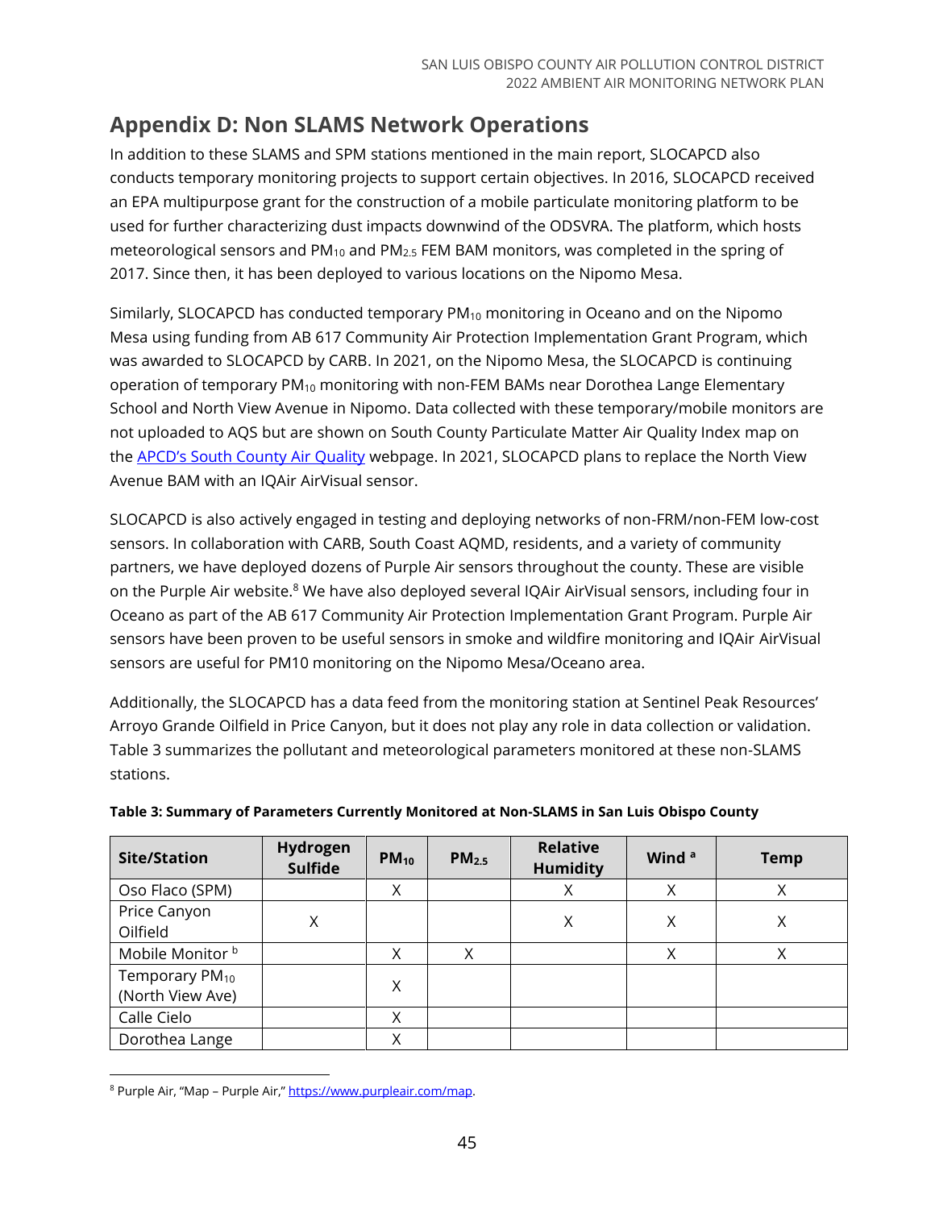## Appendix D: Non SLAMS Network Operations

In addition to these SLAMS and SPM stations mentioned in the main report, SLOCAPCD also conducts temporary monitoring projects to support certain objectives. In 2016, SLOCAPCD received an EPA multipurpose grant for the construction of a mobile particulate monitoring platform to be used for further characterizing dust impacts downwind of the ODSVRA. The platform, which hosts meteorological sensors and $PM_{10}$ and $PM_{2.5}$ FEM BAM monitors, was completed in the spring of 2017. Since then, it has been deployed to various locations on the Nipomo Mesa.

Similarly, SLOCAPCD has conducted temporary $PM_{10}$ monitoring in Oceano and on the Nipomo Mesa using funding from AB 617 Community Air Protection Implementation Grant Program, which was awarded to SLOCAPCD by CARB. In 2021, on the Nipomo Mesa, the SLOCAPCD is continuing operation of temporary $PM_{10}$ monitoring with non-FEM BAMs near Dorothea Lange Elementary School and North View Avenue in Nipomo. Data collected with these temporary/mobile monitors are not uploaded to AQS but are shown on South County Particulate Matter Air Quality Index map on the [APCD's South County Air Quality](#) webpage. In 2021, SLOCAPCD plans to replace the North View Avenue BAM with an IQAir AirVisual sensor.

SLOCAPCD is also actively engaged in testing and deploying networks of non-FRM/non-FEM low-cost sensors. In collaboration with CARB, South Coast AQMD, residents, and a variety of community partners, we have deployed dozens of Purple Air sensors throughout the county. These are visible on the Purple Air website.[8] We have also deployed several IQAir AirVisual sensors, including four in Oceano as part of the AB 617 Community Air Protection Implementation Grant Program. Purple Air sensors have been proven to be useful sensors in smoke and wildfire monitoring and IQAir AirVisual sensors are useful for PM10 monitoring on the Nipomo Mesa/Oceano area.

Additionally, the SLOCAPCD has a data feed from the monitoring station at Sentinel Peak Resources' Arroyo Grande Oilfield in Price Canyon, but it does not play any role in data collection or validation. Table 3 summarizes the pollutant and meteorological parameters monitored at these non-SLAMS stations.

**Table 3: Summary of Parameters Currently Monitored at Non-SLAMS in San Luis Obispo County**

| Site/Station | Hydrogen Sulfide | $PM_{10}$ | $PM_{2.5}$ | Relative Humidity | Wind [a] | Temp |
|---|---|---|---|---|---|---|
| Oso Flaco (SPM) | | X | | X | X | X |
| Price Canyon Oilfield | X | | | X | X | X |
| Mobile Monitor [b] | | X | X | | X | X |
| Temporary $PM_{10}$ (North View Ave) | | X | | | | |
| Calle Cielo | | X | | | | |
| Dorothea Lange | | X | | | | |

[8] Purple Air, "Map – Purple Air," https://www.purpleair.com/map.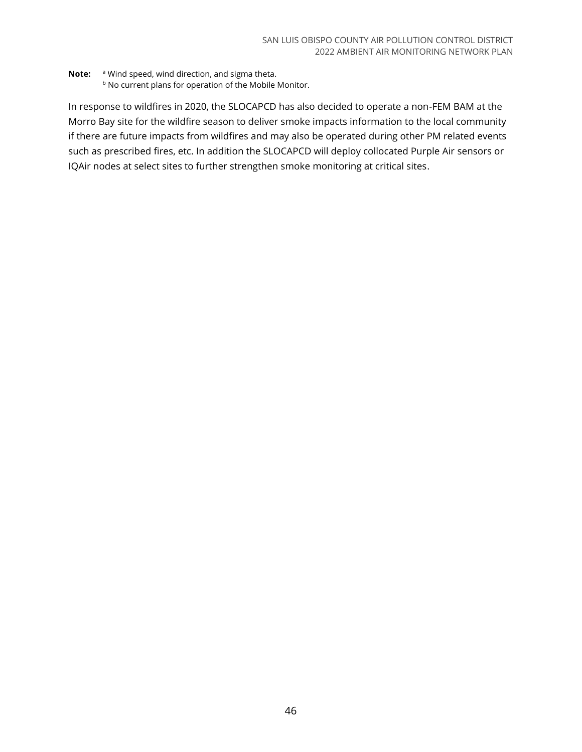**Note:** [a] Wind speed, wind direction, and sigma theta.
[b] No current plans for operation of the Mobile Monitor.

In response to wildfires in 2020, the SLOCAPCD has also decided to operate a non-FEM BAM at the Morro Bay site for the wildfire season to deliver smoke impacts information to the local community if there are future impacts from wildfires and may also be operated during other PM related events such as prescribed fires, etc. In addition the SLOCAPCD will deploy collocated Purple Air sensors or IQAir nodes at select sites to further strengthen smoke monitoring at critical sites.